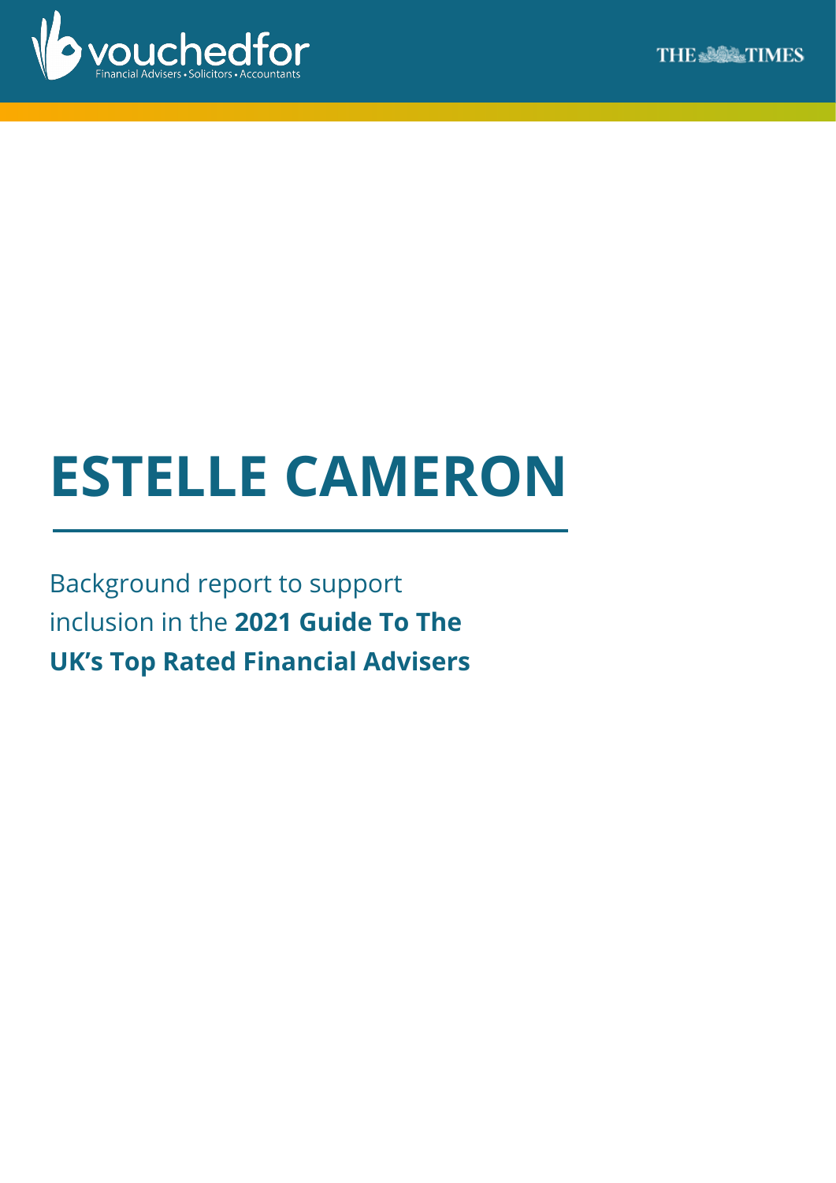vouchedfor
Financial Advisers • Solicitors • Accountants

THE TIMES

# ESTELLE CAMERON

Background report to support inclusion in the **2021 Guide To The UK's Top Rated Financial Advisers**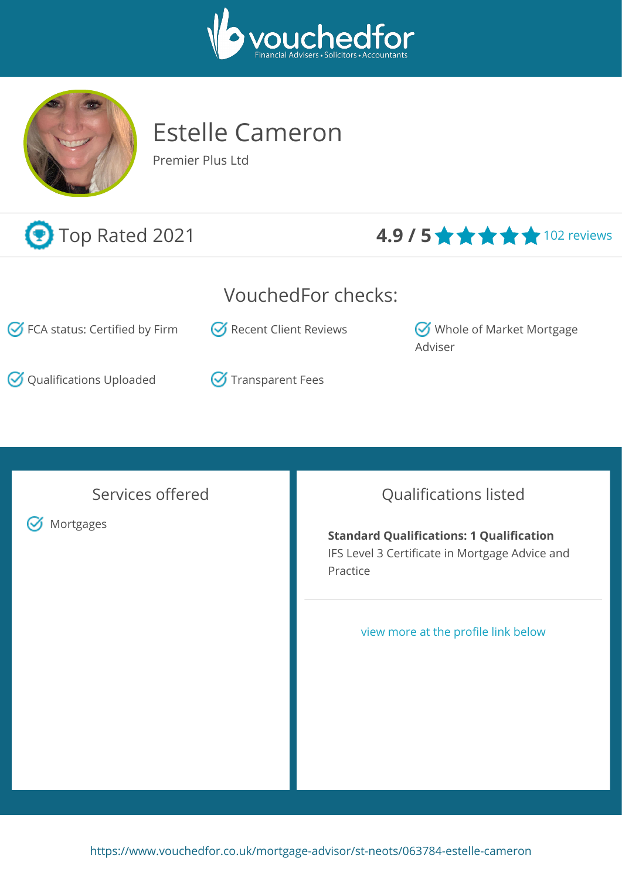vouchedfor
Financial Advisers • Solicitors • Accountants

# Estelle Cameron

Premier Plus Ltd

Top Rated 2021

**4.9 / 5** ★★★★★ 102 reviews

## VouchedFor checks:

- FCA status: Certified by Firm
- Recent Client Reviews
- Whole of Market Mortgage Adviser
- Qualifications Uploaded
- Transparent Fees

## Services offered

- Mortgages

## Qualifications listed

**Standard Qualifications: 1 Qualification**
IFS Level 3 Certificate in Mortgage Advice and Practice

view more at the profile link below

https://www.vouchedfor.co.uk/mortgage-advisor/st-neots/063784-estelle-cameron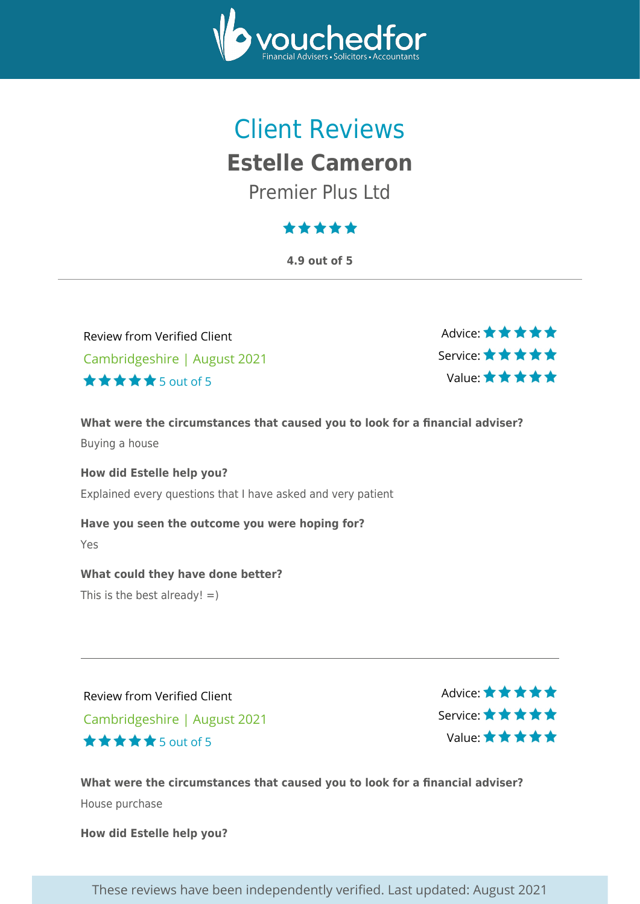# Client Reviews

## Estelle Cameron

Premier Plus Ltd

**4.9 out of 5**

---

Review from Verified Client

Cambridgeshire | August 2021

5 out of 5

Advice: ★★★★★
Service: ★★★★★
Value: ★★★★★

**What were the circumstances that caused you to look for a financial adviser?**

Buying a house

**How did Estelle help you?**

Explained every questions that I have asked and very patient

**Have you seen the outcome you were hoping for?**

Yes

**What could they have done better?**

This is the best already! =)

---

Review from Verified Client

Cambridgeshire | August 2021

5 out of 5

Advice: ★★★★★
Service: ★★★★★
Value: ★★★★★

**What were the circumstances that caused you to look for a financial adviser?**

House purchase

**How did Estelle help you?**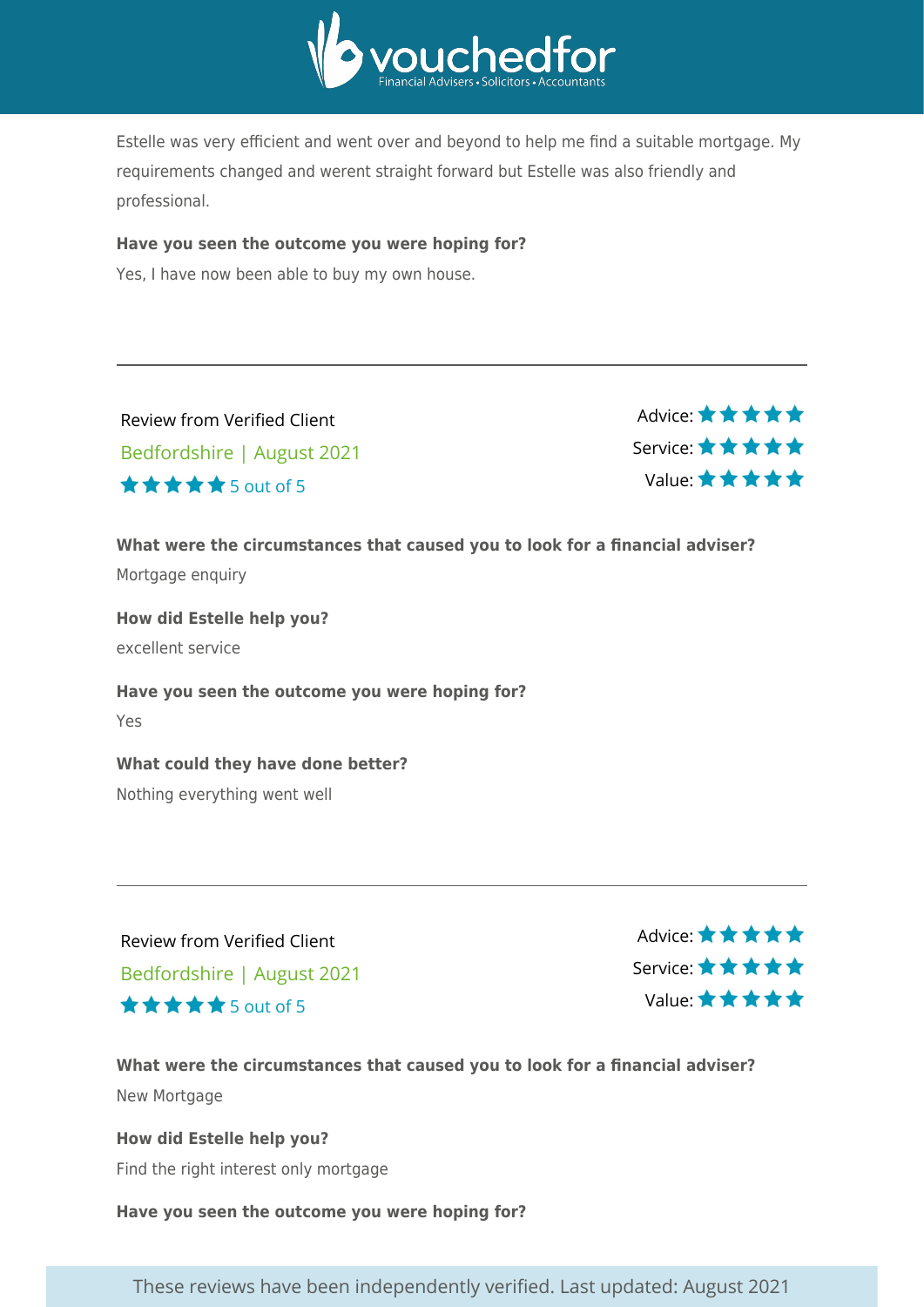Estelle was very efficient and went over and beyond to help me find a suitable mortgage. My requirements changed and werent straight forward but Estelle was also friendly and professional.

**Have you seen the outcome you were hoping for?**

Yes, I have now been able to buy my own house.

---

Review from Verified Client

Bedfordshire | August 2021

★★★★★ 5 out of 5

Advice: ★★★★★
Service: ★★★★★
Value: ★★★★★

**What were the circumstances that caused you to look for a financial adviser?**

Mortgage enquiry

**How did Estelle help you?**

excellent service

**Have you seen the outcome you were hoping for?**

Yes

**What could they have done better?**

Nothing everything went well

---

Review from Verified Client

Bedfordshire | August 2021

★★★★★ 5 out of 5

Advice: ★★★★★
Service: ★★★★★
Value: ★★★★★

**What were the circumstances that caused you to look for a financial adviser?**

New Mortgage

**How did Estelle help you?**

Find the right interest only mortgage

**Have you seen the outcome you were hoping for?**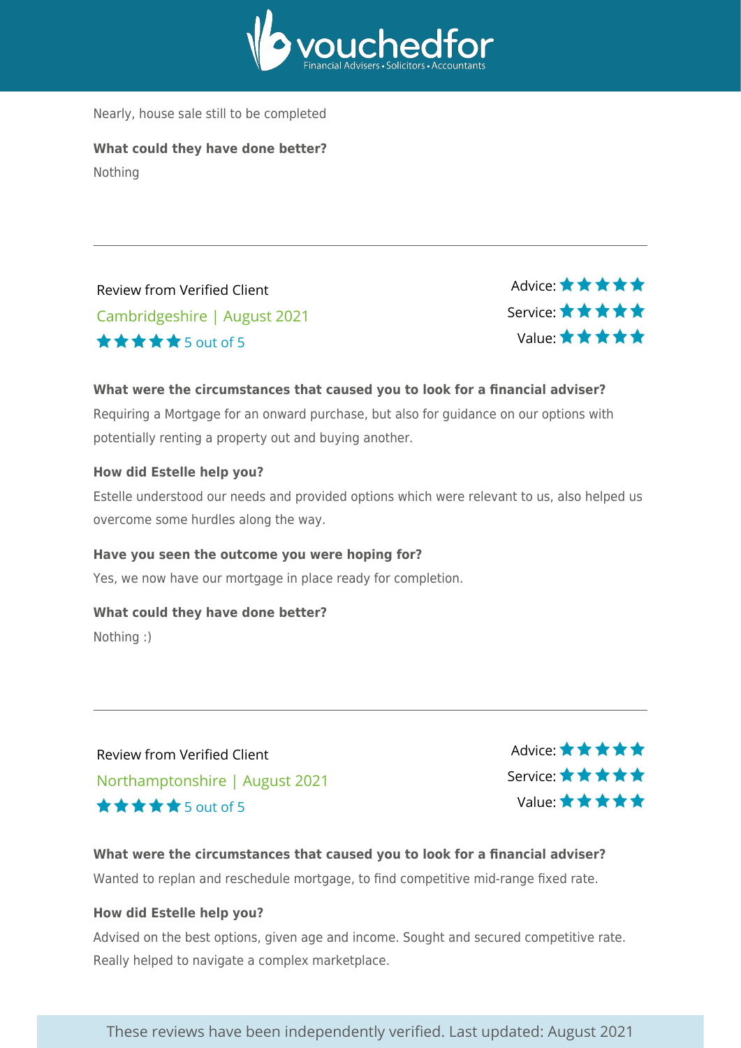Nearly, house sale still to be completed

**What could they have done better?**

Nothing

---

Review from Verified Client

Cambridgeshire | August 2021

★★★★★ 5 out of 5

Advice: ★★★★★
Service: ★★★★★
Value: ★★★★★

**What were the circumstances that caused you to look for a financial adviser?**

Requiring a Mortgage for an onward purchase, but also for guidance on our options with potentially renting a property out and buying another.

**How did Estelle help you?**

Estelle understood our needs and provided options which were relevant to us, also helped us overcome some hurdles along the way.

**Have you seen the outcome you were hoping for?**

Yes, we now have our mortgage in place ready for completion.

**What could they have done better?**

Nothing :)

---

Review from Verified Client

Northamptonshire | August 2021

★★★★★ 5 out of 5

Advice: ★★★★★
Service: ★★★★★
Value: ★★★★★

**What were the circumstances that caused you to look for a financial adviser?**

Wanted to replan and reschedule mortgage, to find competitive mid-range fixed rate.

**How did Estelle help you?**

Advised on the best options, given age and income. Sought and secured competitive rate. Really helped to navigate a complex marketplace.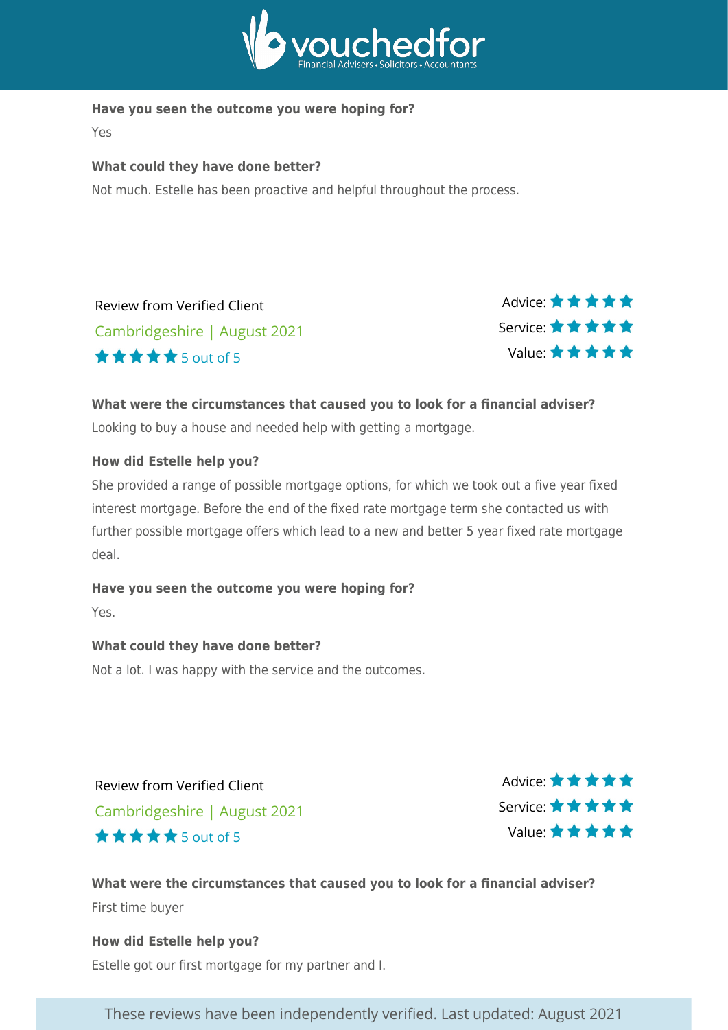**Have you seen the outcome you were hoping for?**

Yes

**What could they have done better?**

Not much. Estelle has been proactive and helpful throughout the process.

---

Review from Verified Client

Cambridgeshire | August 2021

★★★★★ 5 out of 5

Advice: ★★★★★
Service: ★★★★★
Value: ★★★★★

**What were the circumstances that caused you to look for a financial adviser?**

Looking to buy a house and needed help with getting a mortgage.

**How did Estelle help you?**

She provided a range of possible mortgage options, for which we took out a five year fixed interest mortgage. Before the end of the fixed rate mortgage term she contacted us with further possible mortgage offers which lead to a new and better 5 year fixed rate mortgage deal.

**Have you seen the outcome you were hoping for?**

Yes.

**What could they have done better?**

Not a lot. I was happy with the service and the outcomes.

---

Review from Verified Client

Cambridgeshire | August 2021

★★★★★ 5 out of 5

Advice: ★★★★★
Service: ★★★★★
Value: ★★★★★

**What were the circumstances that caused you to look for a financial adviser?**

First time buyer

**How did Estelle help you?**

Estelle got our first mortgage for my partner and I.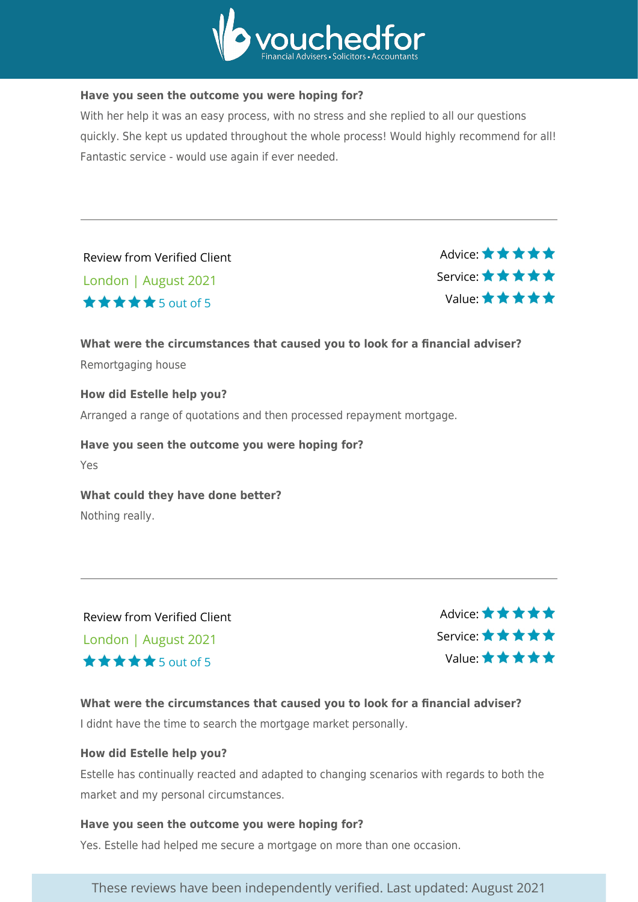**Have you seen the outcome you were hoping for?**

With her help it was an easy process, with no stress and she replied to all our questions quickly. She kept us updated throughout the whole process! Would highly recommend for all! Fantastic service - would use again if ever needed.

---

Review from Verified Client

London | August 2021

★★★★★ 5 out of 5

Advice: ★★★★★
Service: ★★★★★
Value: ★★★★★

**What were the circumstances that caused you to look for a financial adviser?**

Remortgaging house

**How did Estelle help you?**

Arranged a range of quotations and then processed repayment mortgage.

**Have you seen the outcome you were hoping for?**

Yes

**What could they have done better?**

Nothing really.

---

Review from Verified Client

London | August 2021

★★★★★ 5 out of 5

Advice: ★★★★★
Service: ★★★★★
Value: ★★★★★

**What were the circumstances that caused you to look for a financial adviser?**

I didnt have the time to search the mortgage market personally.

**How did Estelle help you?**

Estelle has continually reacted and adapted to changing scenarios with regards to both the market and my personal circumstances.

**Have you seen the outcome you were hoping for?**

Yes. Estelle had helped me secure a mortgage on more than one occasion.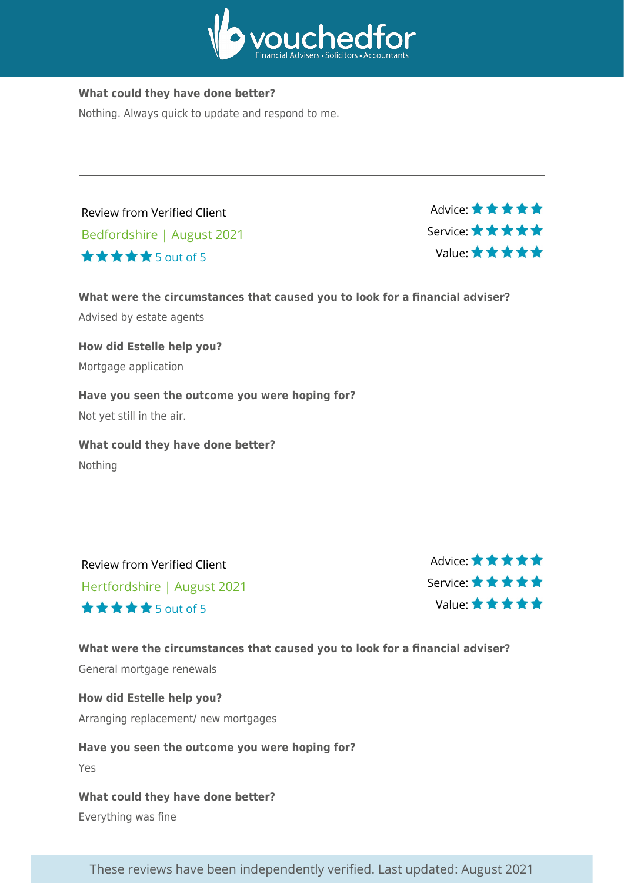**What could they have done better?**

Nothing. Always quick to update and respond to me.

---

Review from Verified Client

Bedfordshire | August 2021

★★★★★ 5 out of 5

Advice: ★★★★★
Service: ★★★★★
Value: ★★★★★

**What were the circumstances that caused you to look for a financial adviser?**

Advised by estate agents

**How did Estelle help you?**

Mortgage application

**Have you seen the outcome you were hoping for?**

Not yet still in the air.

**What could they have done better?**

Nothing

---

Review from Verified Client

Hertfordshire | August 2021

★★★★★ 5 out of 5

Advice: ★★★★★
Service: ★★★★★
Value: ★★★★★

**What were the circumstances that caused you to look for a financial adviser?**

General mortgage renewals

**How did Estelle help you?**

Arranging replacement/ new mortgages

**Have you seen the outcome you were hoping for?**

Yes

**What could they have done better?**

Everything was fine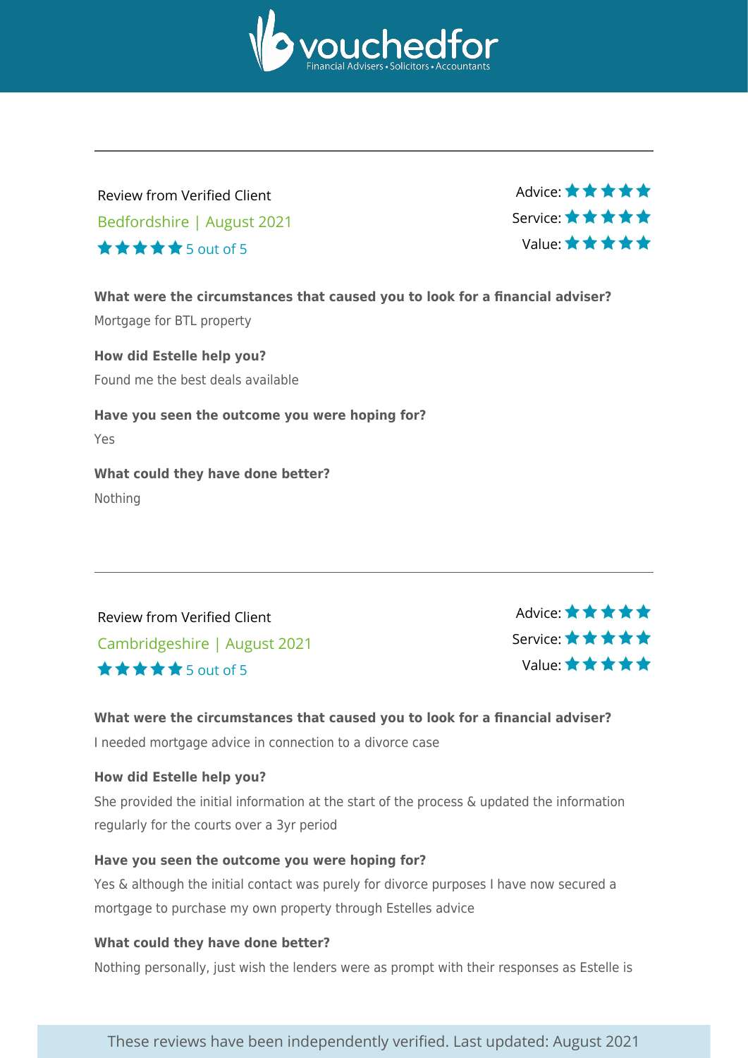---

Review from Verified Client

Bedfordshire | August 2021

★★★★★ 5 out of 5

Advice: ★★★★★
Service: ★★★★★
Value: ★★★★★

**What were the circumstances that caused you to look for a financial adviser?**

Mortgage for BTL property

**How did Estelle help you?**

Found me the best deals available

**Have you seen the outcome you were hoping for?**

Yes

**What could they have done better?**

Nothing

---

Review from Verified Client

Cambridgeshire | August 2021

★★★★★ 5 out of 5

Advice: ★★★★★
Service: ★★★★★
Value: ★★★★★

**What were the circumstances that caused you to look for a financial adviser?**

I needed mortgage advice in connection to a divorce case

**How did Estelle help you?**

She provided the initial information at the start of the process & updated the information regularly for the courts over a 3yr period

**Have you seen the outcome you were hoping for?**

Yes & although the initial contact was purely for divorce purposes I have now secured a mortgage to purchase my own property through Estelles advice

**What could they have done better?**

Nothing personally, just wish the lenders were as prompt with their responses as Estelle is

These reviews have been independently verified. Last updated: August 2021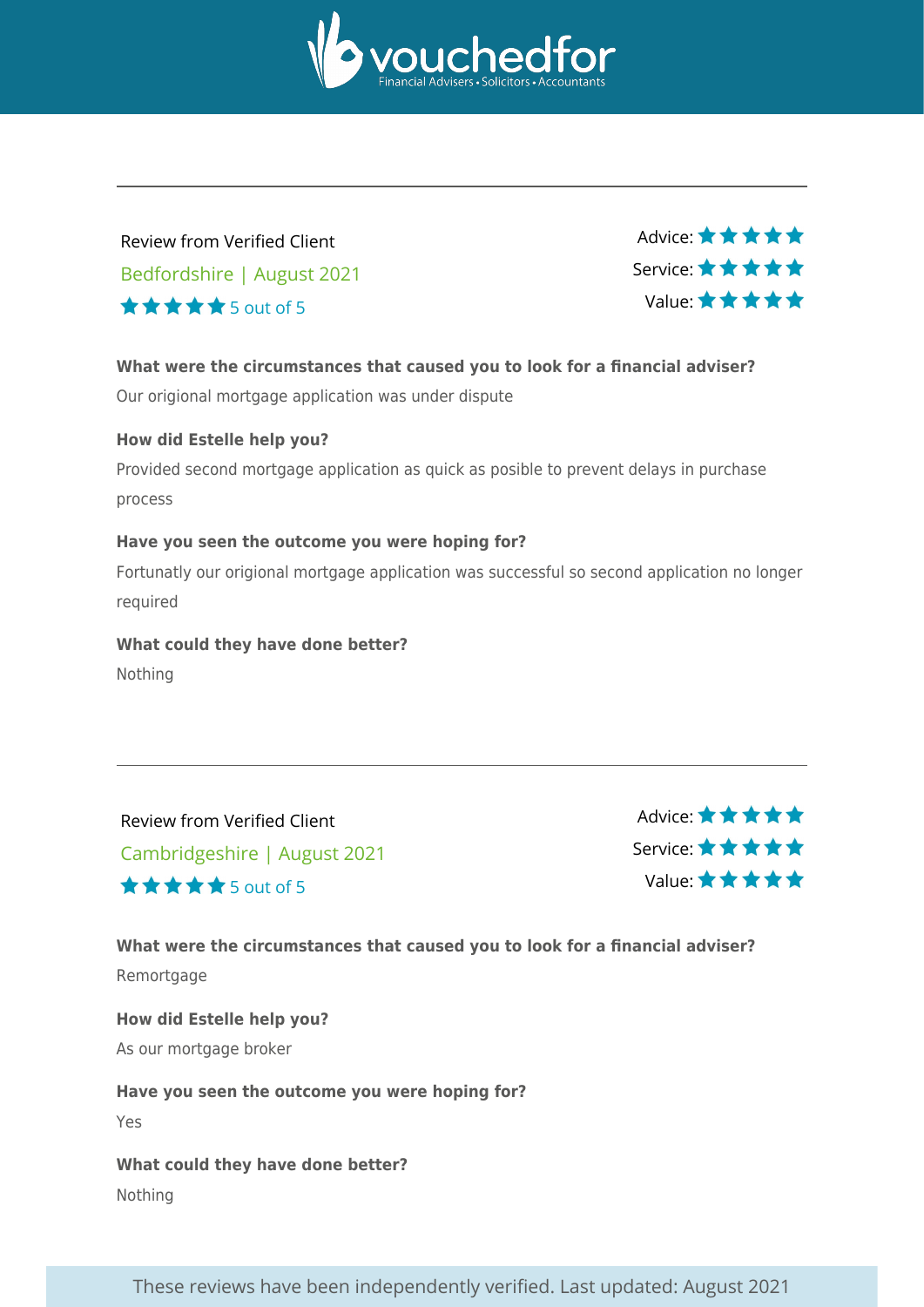Review from Verified Client

Bedfordshire | August 2021

★★★★★ 5 out of 5

Advice: ★★★★★
Service: ★★★★★
Value: ★★★★★

**What were the circumstances that caused you to look for a financial adviser?**

Our origional mortgage application was under dispute

**How did Estelle help you?**

Provided second mortgage application as quick as posible to prevent delays in purchase process

**Have you seen the outcome you were hoping for?**

Fortunatly our origional mortgage application was successful so second application no longer required

**What could they have done better?**

Nothing

---

Review from Verified Client

Cambridgeshire | August 2021

★★★★★ 5 out of 5

Advice: ★★★★★
Service: ★★★★★
Value: ★★★★★

**What were the circumstances that caused you to look for a financial adviser?**

Remortgage

**How did Estelle help you?**

As our mortgage broker

**Have you seen the outcome you were hoping for?**

Yes

**What could they have done better?**

Nothing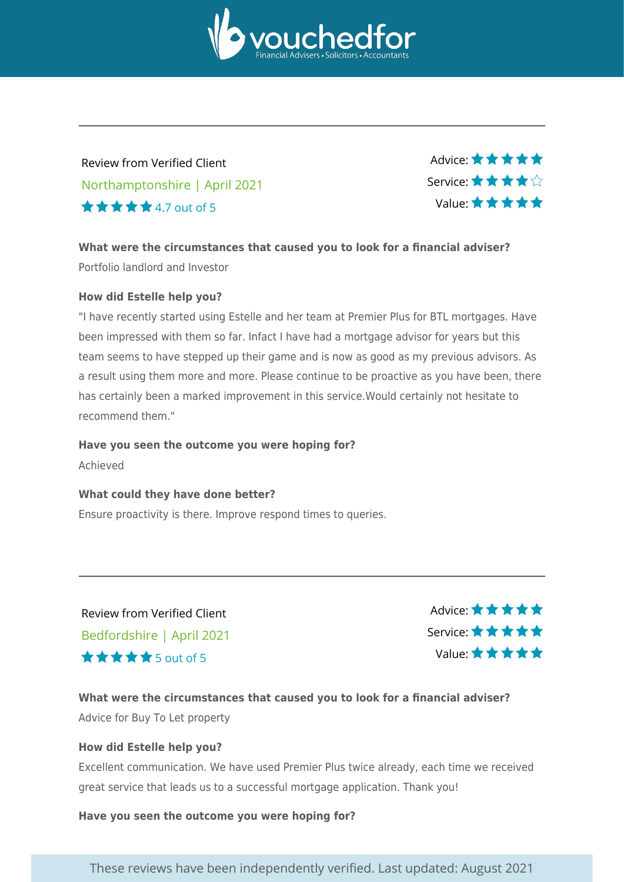---

Review from Verified Client

Northamptonshire | April 2021

★★★★★ 4.7 out of 5

Advice: ★★★★★
Service: ★★★★☆
Value: ★★★★★

**What were the circumstances that caused you to look for a financial adviser?**

Portfolio landlord and Investor

**How did Estelle help you?**

"I have recently started using Estelle and her team at Premier Plus for BTL mortgages. Have been impressed with them so far. Infact I have had a mortgage advisor for years but this team seems to have stepped up their game and is now as good as my previous advisors. As a result using them more and more. Please continue to be proactive as you have been, there has certainly been a marked improvement in this service.Would certainly not hesitate to recommend them."

**Have you seen the outcome you were hoping for?**

Achieved

**What could they have done better?**

Ensure proactivity is there. Improve respond times to queries.

---

Review from Verified Client

Bedfordshire | April 2021

★★★★★ 5 out of 5

Advice: ★★★★★
Service: ★★★★★
Value: ★★★★★

**What were the circumstances that caused you to look for a financial adviser?**

Advice for Buy To Let property

**How did Estelle help you?**

Excellent communication. We have used Premier Plus twice already, each time we received great service that leads us to a successful mortgage application. Thank you!

**Have you seen the outcome you were hoping for?**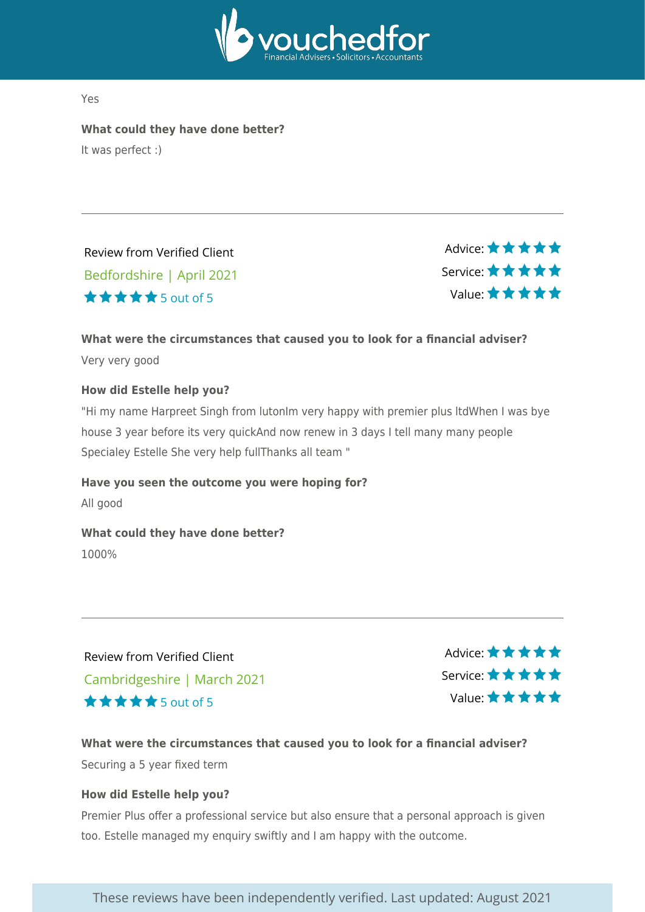Yes

**What could they have done better?**

It was perfect :)

---

Review from Verified Client

Bedfordshire | April 2021

★★★★★ 5 out of 5

Advice: ★★★★★
Service: ★★★★★
Value: ★★★★★

**What were the circumstances that caused you to look for a financial adviser?**

Very very good

**How did Estelle help you?**

"Hi my name Harpreet Singh from lutonIm very happy with premier plus ltdWhen I was bye house 3 year before its very quickAnd now renew in 3 days I tell many many people Specialey Estelle She very help fullThanks all team "

**Have you seen the outcome you were hoping for?**

All good

**What could they have done better?**

1000%

---

Review from Verified Client

Cambridgeshire | March 2021

★★★★★ 5 out of 5

Advice: ★★★★★
Service: ★★★★★
Value: ★★★★★

**What were the circumstances that caused you to look for a financial adviser?**

Securing a 5 year fixed term

**How did Estelle help you?**

Premier Plus offer a professional service but also ensure that a personal approach is given too. Estelle managed my enquiry swiftly and I am happy with the outcome.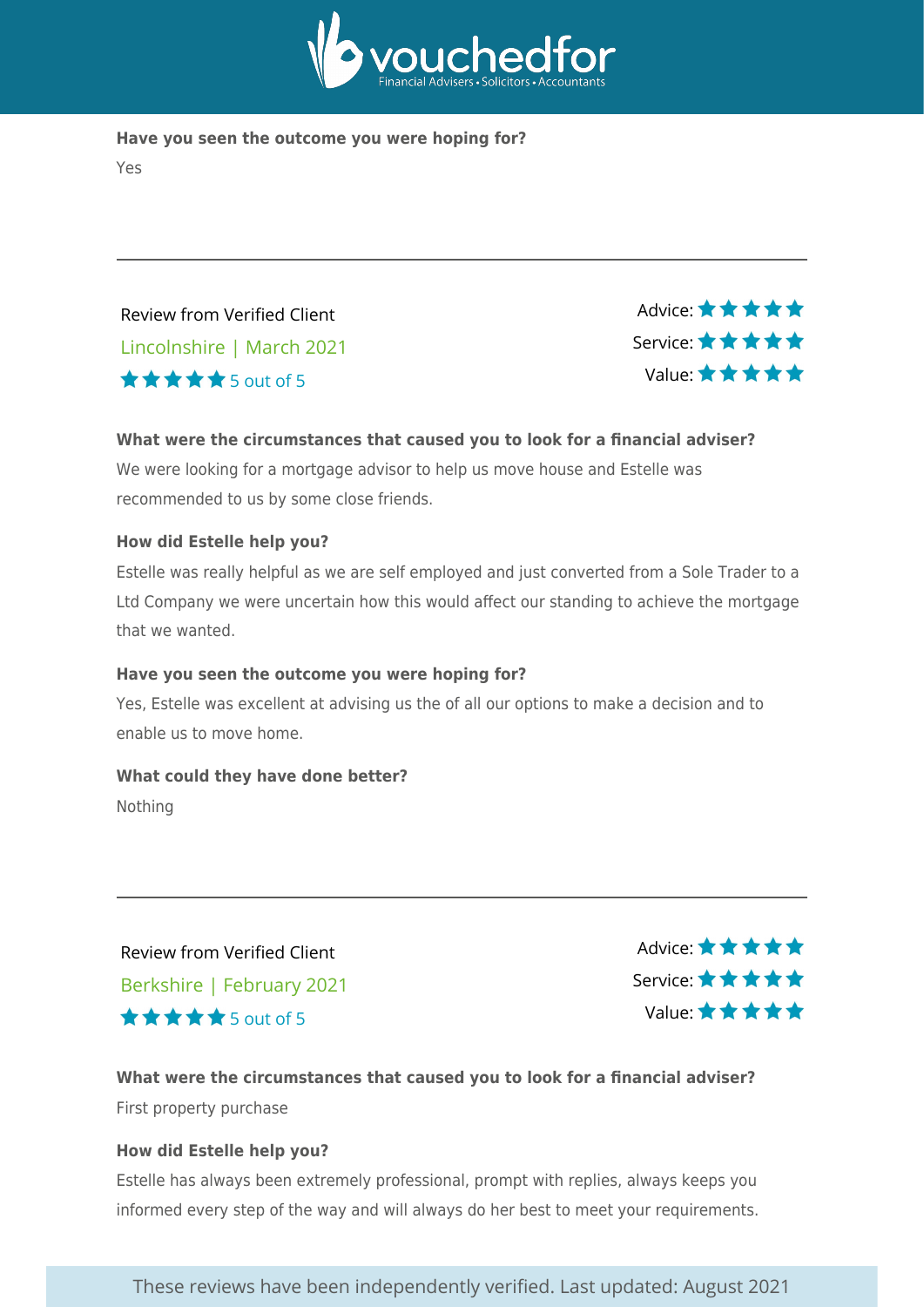**Have you seen the outcome you were hoping for?**

Yes

---

Review from Verified Client

Lincolnshire | March 2021

★★★★★ 5 out of 5

Advice: ★★★★★
Service: ★★★★★
Value: ★★★★★

**What were the circumstances that caused you to look for a financial adviser?**

We were looking for a mortgage advisor to help us move house and Estelle was recommended to us by some close friends.

**How did Estelle help you?**

Estelle was really helpful as we are self employed and just converted from a Sole Trader to a Ltd Company we were uncertain how this would affect our standing to achieve the mortgage that we wanted.

**Have you seen the outcome you were hoping for?**

Yes, Estelle was excellent at advising us the of all our options to make a decision and to enable us to move home.

**What could they have done better?**

Nothing

---

Review from Verified Client

Berkshire | February 2021

★★★★★ 5 out of 5

Advice: ★★★★★
Service: ★★★★★
Value: ★★★★★

**What were the circumstances that caused you to look for a financial adviser?**

First property purchase

**How did Estelle help you?**

Estelle has always been extremely professional, prompt with replies, always keeps you informed every step of the way and will always do her best to meet your requirements.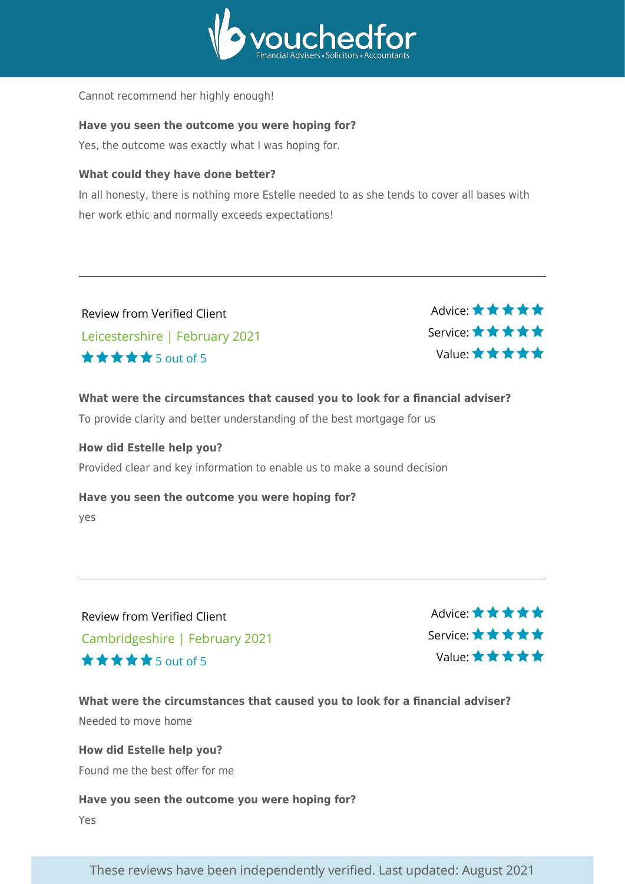Cannot recommend her highly enough!

**Have you seen the outcome you were hoping for?**

Yes, the outcome was exactly what I was hoping for.

**What could they have done better?**

In all honesty, there is nothing more Estelle needed to as she tends to cover all bases with her work ethic and normally exceeds expectations!

---

Review from Verified Client

Leicestershire | February 2021

★★★★★ 5 out of 5

Advice: ★★★★★
Service: ★★★★★
Value: ★★★★★

**What were the circumstances that caused you to look for a financial adviser?**

To provide clarity and better understanding of the best mortgage for us

**How did Estelle help you?**

Provided clear and key information to enable us to make a sound decision

**Have you seen the outcome you were hoping for?**

yes

---

Review from Verified Client

Cambridgeshire | February 2021

★★★★★ 5 out of 5

Advice: ★★★★★
Service: ★★★★★
Value: ★★★★★

**What were the circumstances that caused you to look for a financial adviser?**

Needed to move home

**How did Estelle help you?**

Found me the best offer for me

**Have you seen the outcome you were hoping for?**

Yes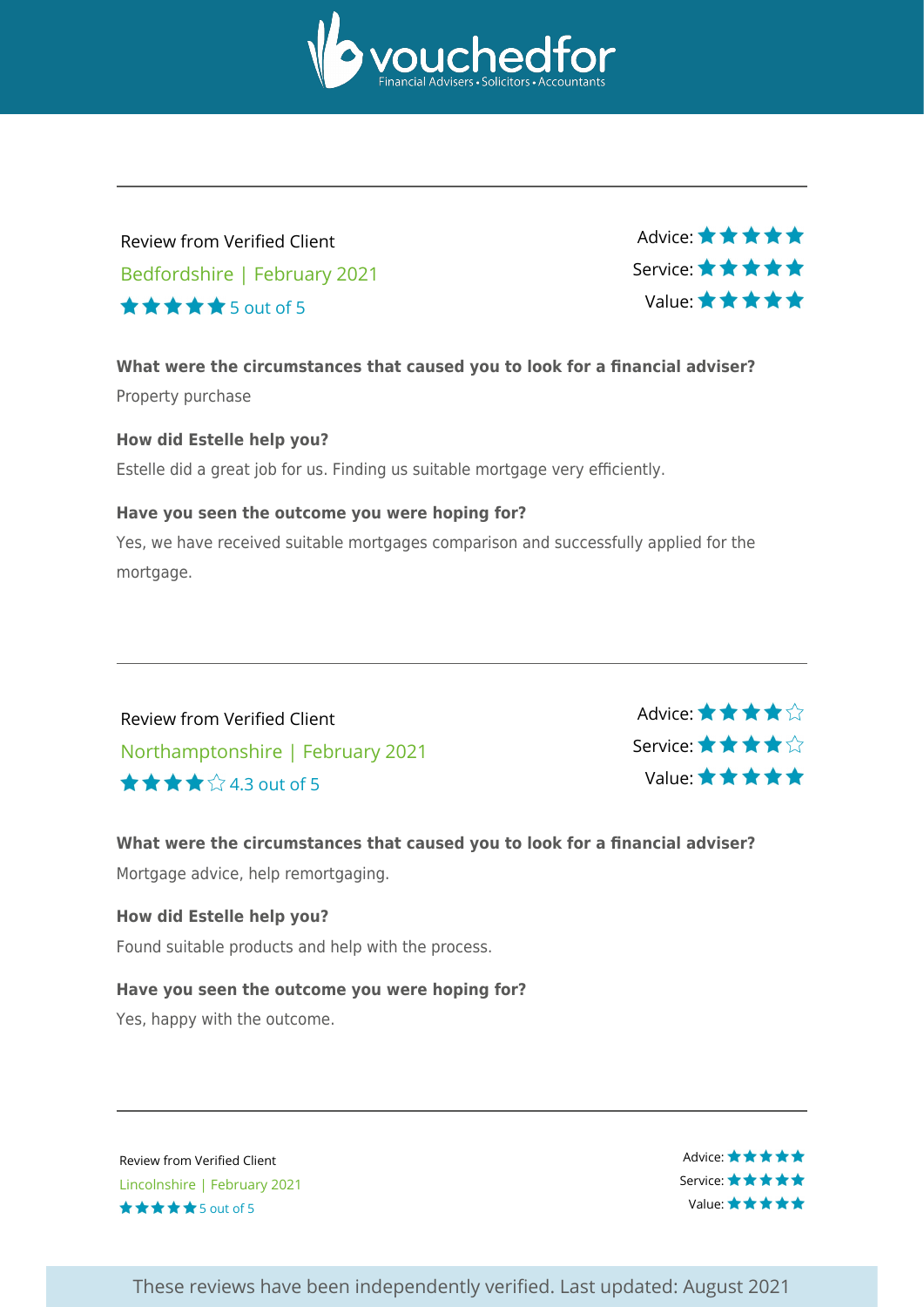---

Review from Verified Client

Bedfordshire | February 2021

★★★★★ 5 out of 5

Advice: ★★★★★
Service: ★★★★★
Value: ★★★★★

**What were the circumstances that caused you to look for a financial adviser?**

Property purchase

**How did Estelle help you?**

Estelle did a great job for us. Finding us suitable mortgage very efficiently.

**Have you seen the outcome you were hoping for?**

Yes, we have received suitable mortgages comparison and successfully applied for the mortgage.

---

Review from Verified Client

Northamptonshire | February 2021

★★★★☆ 4.3 out of 5

Advice: ★★★★☆
Service: ★★★★☆
Value: ★★★★★

**What were the circumstances that caused you to look for a financial adviser?**

Mortgage advice, help remortgaging.

**How did Estelle help you?**

Found suitable products and help with the process.

**Have you seen the outcome you were hoping for?**

Yes, happy with the outcome.

---

Review from Verified Client

Lincolnshire | February 2021

★★★★★ 5 out of 5

Advice: ★★★★★
Service: ★★★★★
Value: ★★★★★

These reviews have been independently verified. Last updated: August 2021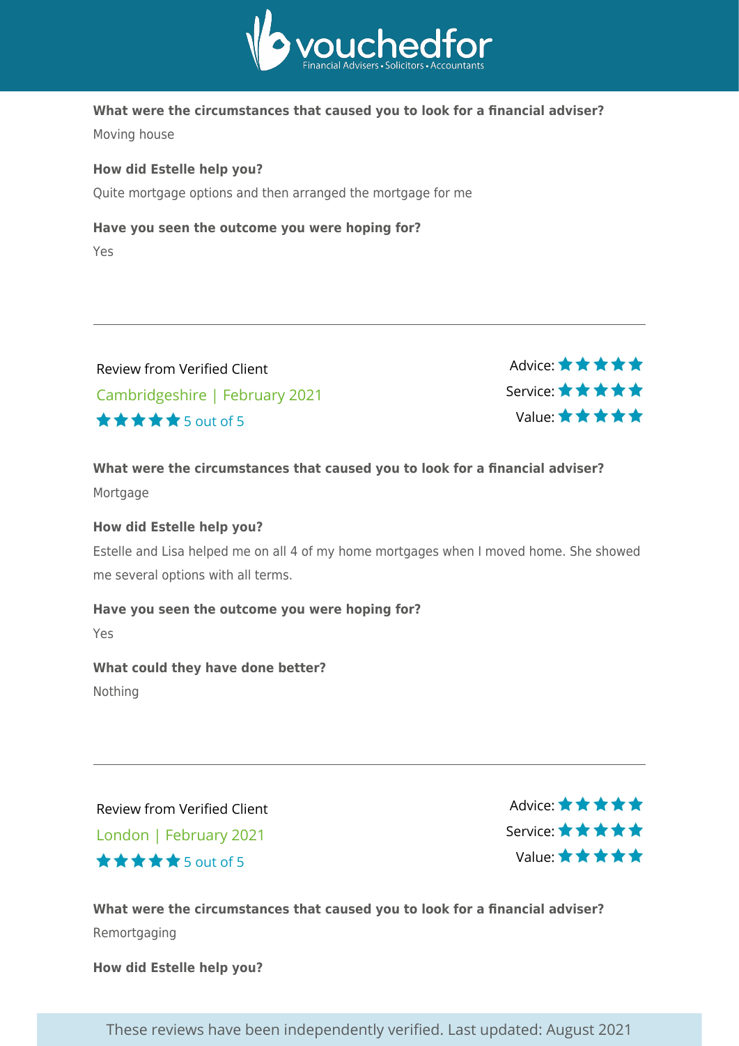**What were the circumstances that caused you to look for a financial adviser?**

Moving house

**How did Estelle help you?**

Quite mortgage options and then arranged the mortgage for me

**Have you seen the outcome you were hoping for?**

Yes

---

Review from Verified Client

Cambridgeshire | February 2021

★★★★★ 5 out of 5

Advice: ★★★★★
Service: ★★★★★
Value: ★★★★★

**What were the circumstances that caused you to look for a financial adviser?**

Mortgage

**How did Estelle help you?**

Estelle and Lisa helped me on all 4 of my home mortgages when I moved home. She showed me several options with all terms.

**Have you seen the outcome you were hoping for?**

Yes

**What could they have done better?**

Nothing

---

Review from Verified Client

London | February 2021

★★★★★ 5 out of 5

Advice: ★★★★★
Service: ★★★★★
Value: ★★★★★

**What were the circumstances that caused you to look for a financial adviser?**

Remortgaging

**How did Estelle help you?**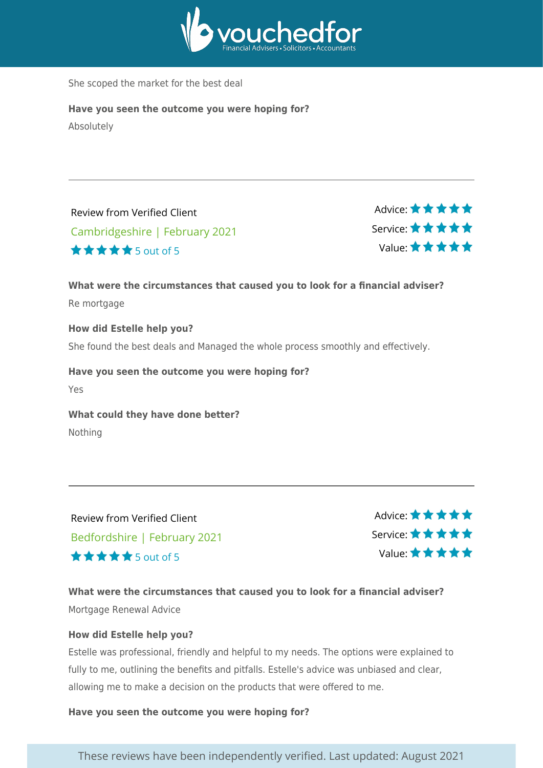She scoped the market for the best deal

**Have you seen the outcome you were hoping for?**

Absolutely

---

Review from Verified Client

Cambridgeshire | February 2021

★★★★★ 5 out of 5

Advice: ★★★★★
Service: ★★★★★
Value: ★★★★★

**What were the circumstances that caused you to look for a financial adviser?**

Re mortgage

**How did Estelle help you?**

She found the best deals and Managed the whole process smoothly and effectively.

**Have you seen the outcome you were hoping for?**

Yes

**What could they have done better?**

Nothing

---

Review from Verified Client

Bedfordshire | February 2021

★★★★★ 5 out of 5

Advice: ★★★★★
Service: ★★★★★
Value: ★★★★★

**What were the circumstances that caused you to look for a financial adviser?**

Mortgage Renewal Advice

**How did Estelle help you?**

Estelle was professional, friendly and helpful to my needs. The options were explained to fully to me, outlining the benefits and pitfalls. Estelle's advice was unbiased and clear, allowing me to make a decision on the products that were offered to me.

**Have you seen the outcome you were hoping for?**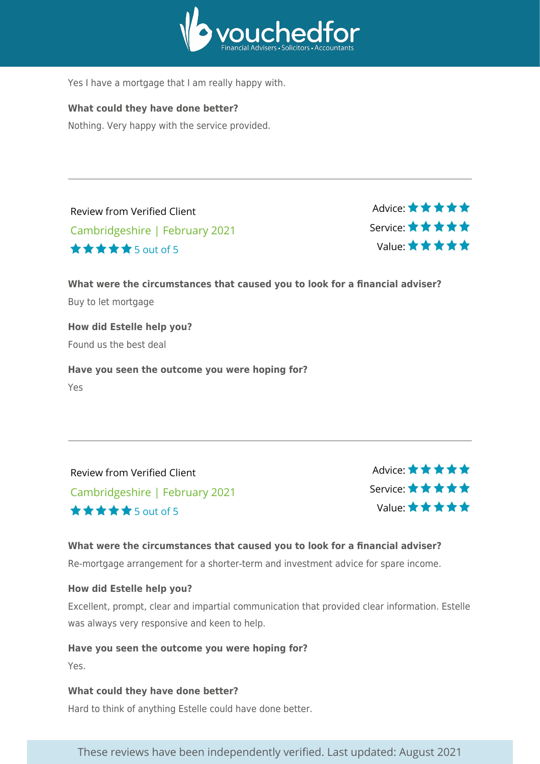Yes I have a mortgage that I am really happy with.

**What could they have done better?**

Nothing. Very happy with the service provided.

---

Review from Verified Client

Cambridgeshire | February 2021

★★★★★ 5 out of 5

Advice: ★★★★★
Service: ★★★★★
Value: ★★★★★

**What were the circumstances that caused you to look for a financial adviser?**

Buy to let mortgage

**How did Estelle help you?**

Found us the best deal

**Have you seen the outcome you were hoping for?**

Yes

---

Review from Verified Client

Cambridgeshire | February 2021

★★★★★ 5 out of 5

Advice: ★★★★★
Service: ★★★★★
Value: ★★★★★

**What were the circumstances that caused you to look for a financial adviser?**

Re-mortgage arrangement for a shorter-term and investment advice for spare income.

**How did Estelle help you?**

Excellent, prompt, clear and impartial communication that provided clear information. Estelle was always very responsive and keen to help.

**Have you seen the outcome you were hoping for?**

Yes.

**What could they have done better?**

Hard to think of anything Estelle could have done better.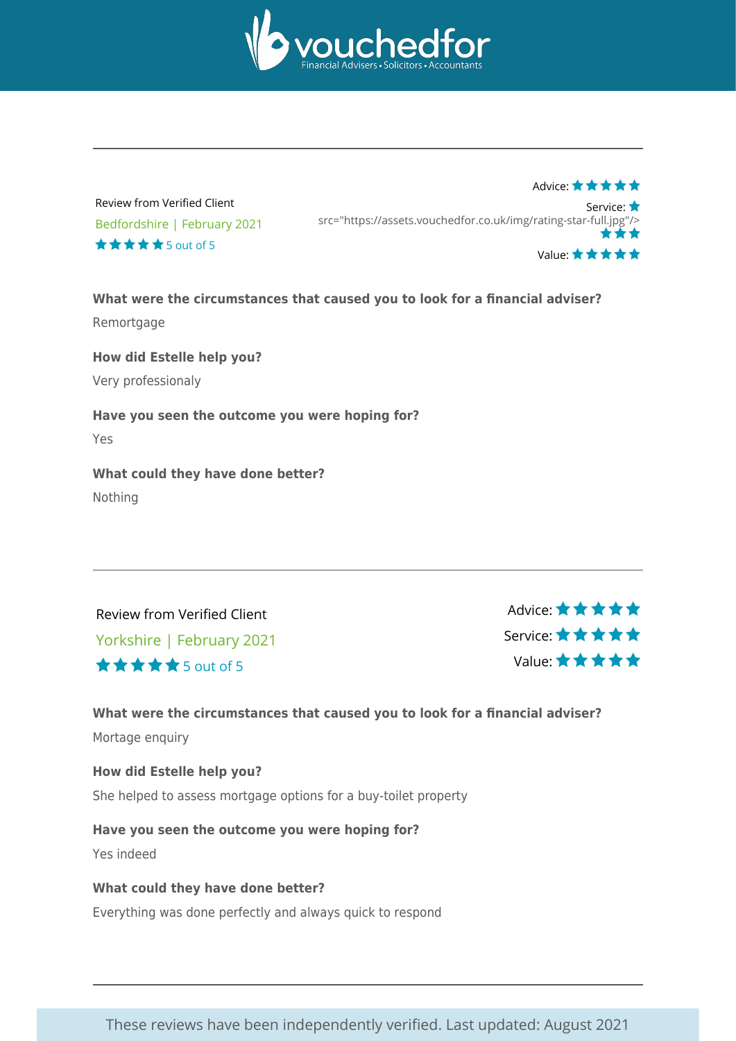Review from Verified Client

Bedfordshire | February 2021

★★★★★ 5 out of 5

Advice: ★★★★★

Service: ★ src="https://assets.vouchedfor.co.uk/img/rating-star-full.jpg"/> ★★★

Value: ★★★★★

**What were the circumstances that caused you to look for a financial adviser?**

Remortgage

**How did Estelle help you?**

Very professionaly

**Have you seen the outcome you were hoping for?**

Yes

**What could they have done better?**

Nothing

---

Review from Verified Client

Yorkshire | February 2021

★★★★★ 5 out of 5

Advice: ★★★★★

Service: ★★★★★

Value: ★★★★★

**What were the circumstances that caused you to look for a financial adviser?**

Mortage enquiry

**How did Estelle help you?**

She helped to assess mortgage options for a buy-toilet property

**Have you seen the outcome you were hoping for?**

Yes indeed

**What could they have done better?**

Everything was done perfectly and always quick to respond

---

These reviews have been independently verified. Last updated: August 2021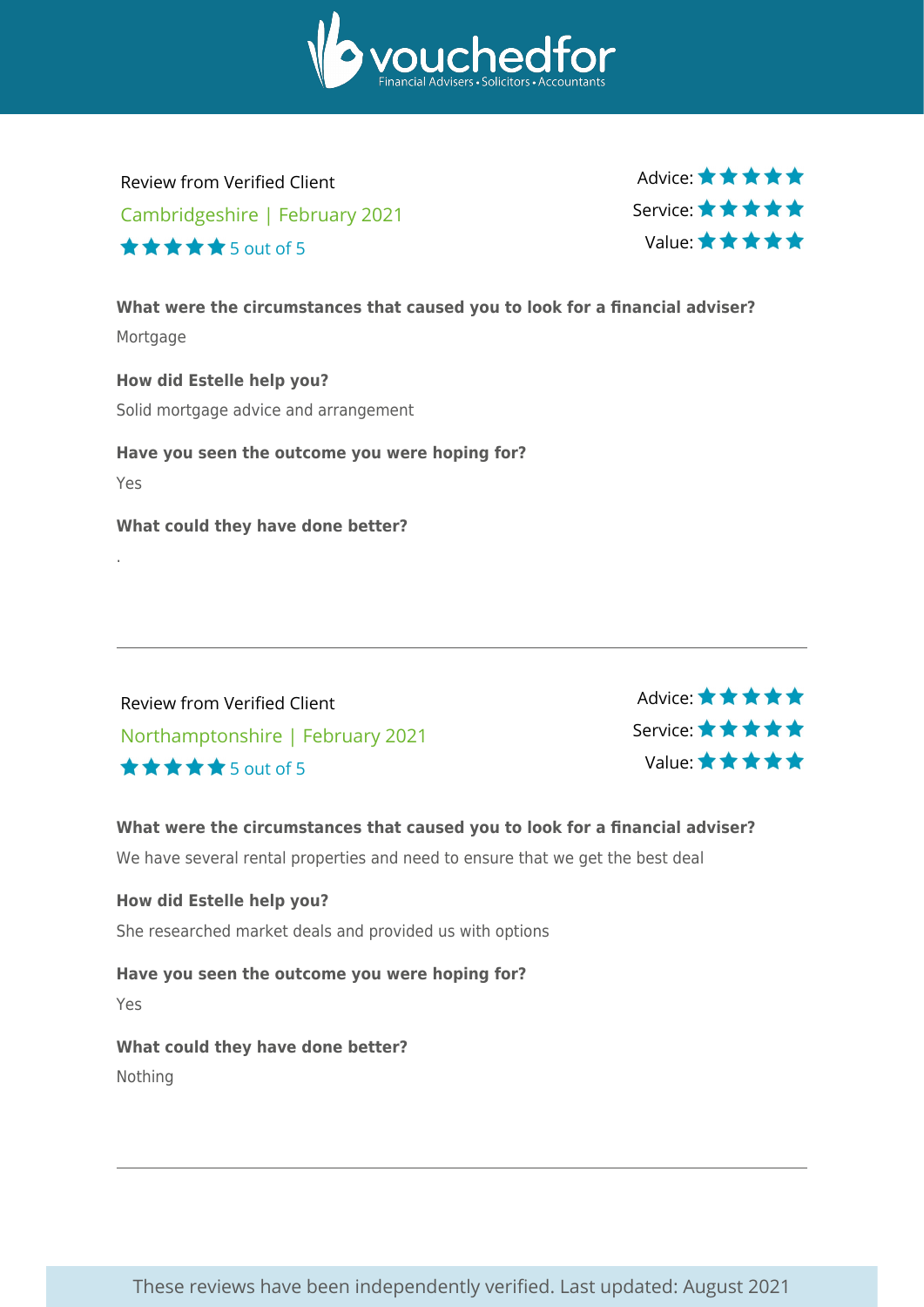Review from Verified Client

Cambridgeshire | February 2021

★★★★★ 5 out of 5

Advice: ★★★★★
Service: ★★★★★
Value: ★★★★★

**What were the circumstances that caused you to look for a financial adviser?**

Mortgage

**How did Estelle help you?**

Solid mortgage advice and arrangement

**Have you seen the outcome you were hoping for?**

Yes

**What could they have done better?**

.

---

Review from Verified Client

Northamptonshire | February 2021

★★★★★ 5 out of 5

Advice: ★★★★★
Service: ★★★★★
Value: ★★★★★

**What were the circumstances that caused you to look for a financial adviser?**

We have several rental properties and need to ensure that we get the best deal

**How did Estelle help you?**

She researched market deals and provided us with options

**Have you seen the outcome you were hoping for?**

Yes

**What could they have done better?**

Nothing

---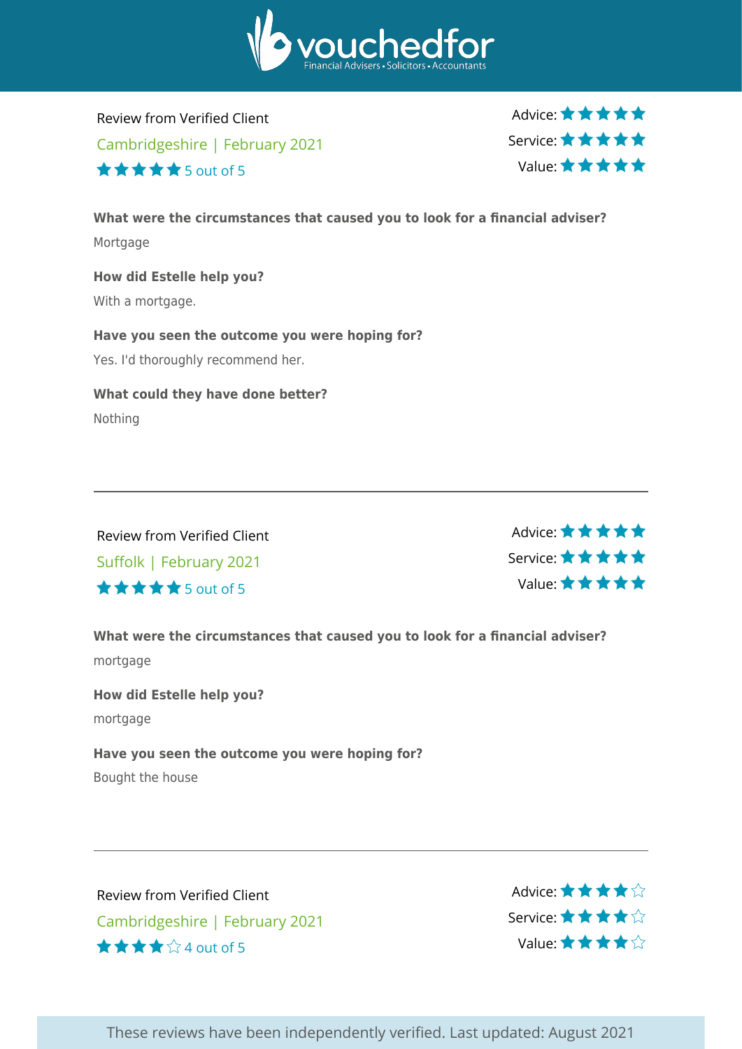Review from Verified Client

Cambridgeshire | February 2021

★★★★★ 5 out of 5

Advice: ★★★★★
Service: ★★★★★
Value: ★★★★★

**What were the circumstances that caused you to look for a financial adviser?**

Mortgage

**How did Estelle help you?**

With a mortgage.

**Have you seen the outcome you were hoping for?**

Yes. I'd thoroughly recommend her.

**What could they have done better?**

Nothing

---

Review from Verified Client

Suffolk | February 2021

★★★★★ 5 out of 5

Advice: ★★★★★
Service: ★★★★★
Value: ★★★★★

**What were the circumstances that caused you to look for a financial adviser?**

mortgage

**How did Estelle help you?**

mortgage

**Have you seen the outcome you were hoping for?**

Bought the house

---

Review from Verified Client

Cambridgeshire | February 2021

★★★★☆ 4 out of 5

Advice: ★★★★☆
Service: ★★★★☆
Value: ★★★★☆

These reviews have been independently verified. Last updated: August 2021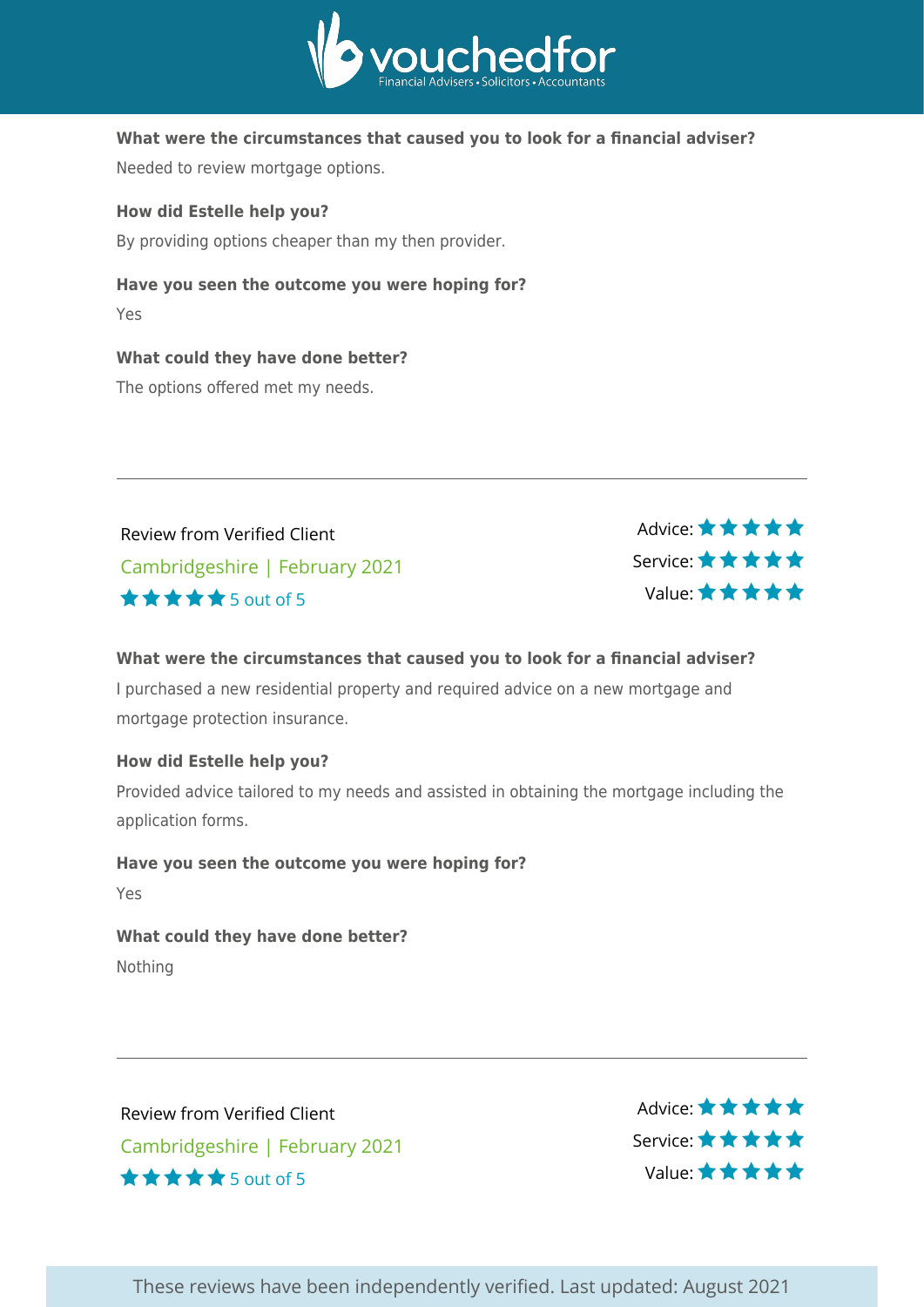**What were the circumstances that caused you to look for a financial adviser?**

Needed to review mortgage options.

**How did Estelle help you?**

By providing options cheaper than my then provider.

**Have you seen the outcome you were hoping for?**

Yes

**What could they have done better?**

The options offered met my needs.

---

Review from Verified Client

Cambridgeshire | February 2021

★★★★★ 5 out of 5

Advice: ★★★★★
Service: ★★★★★
Value: ★★★★★

**What were the circumstances that caused you to look for a financial adviser?**

I purchased a new residential property and required advice on a new mortgage and mortgage protection insurance.

**How did Estelle help you?**

Provided advice tailored to my needs and assisted in obtaining the mortgage including the application forms.

**Have you seen the outcome you were hoping for?**

Yes

**What could they have done better?**

Nothing

---

Review from Verified Client

Cambridgeshire | February 2021

★★★★★ 5 out of 5

Advice: ★★★★★
Service: ★★★★★
Value: ★★★★★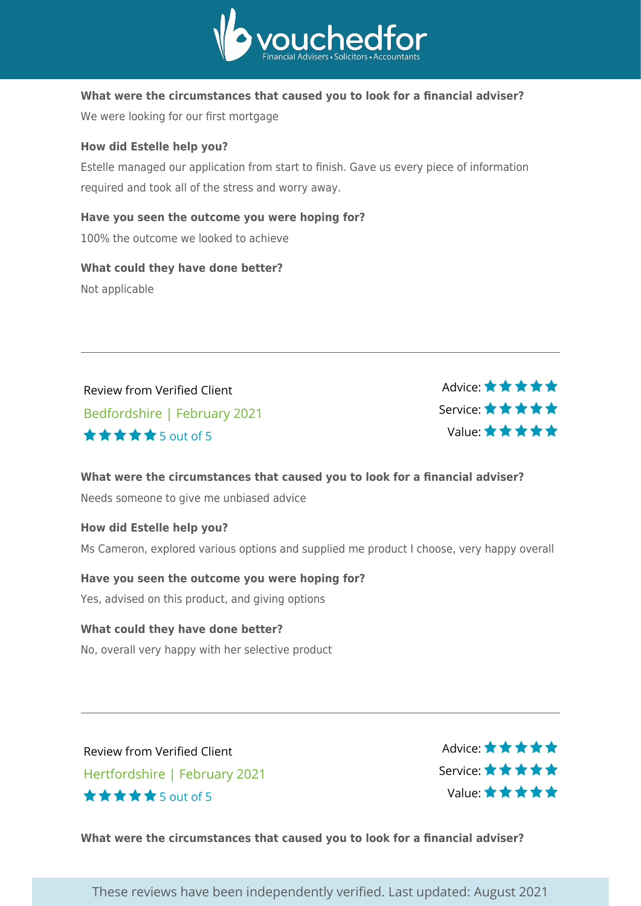**What were the circumstances that caused you to look for a financial adviser?**

We were looking for our first mortgage

**How did Estelle help you?**

Estelle managed our application from start to finish. Gave us every piece of information required and took all of the stress and worry away.

**Have you seen the outcome you were hoping for?**

100% the outcome we looked to achieve

**What could they have done better?**

Not applicable

---

Review from Verified Client

Bedfordshire | February 2021

★★★★★ 5 out of 5

Advice: ★★★★★
Service: ★★★★★
Value: ★★★★★

**What were the circumstances that caused you to look for a financial adviser?**

Needs someone to give me unbiased advice

**How did Estelle help you?**

Ms Cameron, explored various options and supplied me product I choose, very happy overall

**Have you seen the outcome you were hoping for?**

Yes, advised on this product, and giving options

**What could they have done better?**

No, overall very happy with her selective product

---

Review from Verified Client

Hertfordshire | February 2021

★★★★★ 5 out of 5

Advice: ★★★★★
Service: ★★★★★
Value: ★★★★★

**What were the circumstances that caused you to look for a financial adviser?**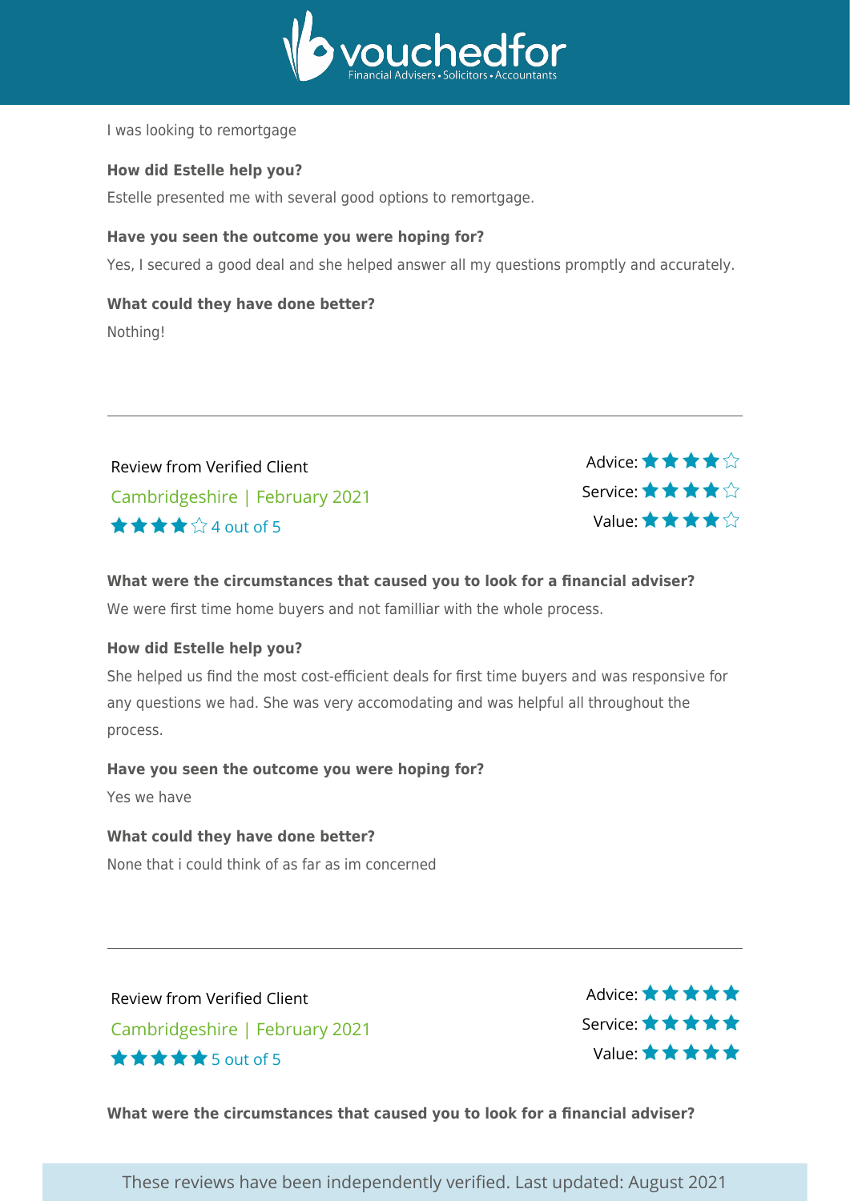I was looking to remortgage

**How did Estelle help you?**

Estelle presented me with several good options to remortgage.

**Have you seen the outcome you were hoping for?**

Yes, I secured a good deal and she helped answer all my questions promptly and accurately.

**What could they have done better?**

Nothing!

---

Review from Verified Client

Cambridgeshire | February 2021

★★★★☆ 4 out of 5

Advice: ★★★★☆
Service: ★★★★☆
Value: ★★★★☆

**What were the circumstances that caused you to look for a financial adviser?**

We were first time home buyers and not familliar with the whole process.

**How did Estelle help you?**

She helped us find the most cost-efficient deals for first time buyers and was responsive for any questions we had. She was very accomodating and was helpful all throughout the process.

**Have you seen the outcome you were hoping for?**

Yes we have

**What could they have done better?**

None that i could think of as far as im concerned

---

Review from Verified Client

Cambridgeshire | February 2021

★★★★★ 5 out of 5

Advice: ★★★★★
Service: ★★★★★
Value: ★★★★★

**What were the circumstances that caused you to look for a financial adviser?**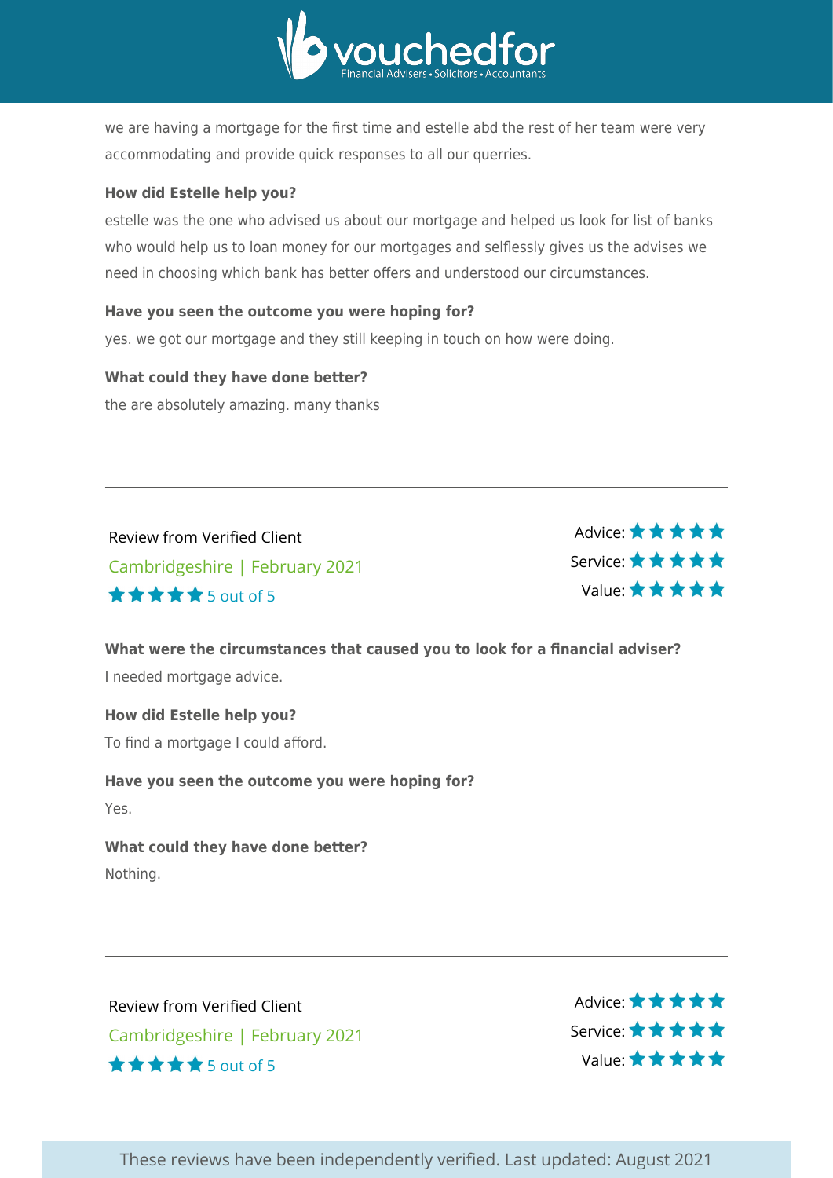we are having a mortgage for the first time and estelle abd the rest of her team were very accommodating and provide quick responses to all our querries.

**How did Estelle help you?**

estelle was the one who advised us about our mortgage and helped us look for list of banks who would help us to loan money for our mortgages and selflessly gives us the advises we need in choosing which bank has better offers and understood our circumstances.

**Have you seen the outcome you were hoping for?**

yes. we got our mortgage and they still keeping in touch on how were doing.

**What could they have done better?**

the are absolutely amazing. many thanks

---

Review from Verified Client

Cambridgeshire | February 2021

★★★★★ 5 out of 5

Advice: ★★★★★
Service: ★★★★★
Value: ★★★★★

**What were the circumstances that caused you to look for a financial adviser?**

I needed mortgage advice.

**How did Estelle help you?**

To find a mortgage I could afford.

**Have you seen the outcome you were hoping for?**

Yes.

**What could they have done better?**

Nothing.

---

Review from Verified Client

Cambridgeshire | February 2021

★★★★★ 5 out of 5

Advice: ★★★★★
Service: ★★★★★
Value: ★★★★★

These reviews have been independently verified. Last updated: August 2021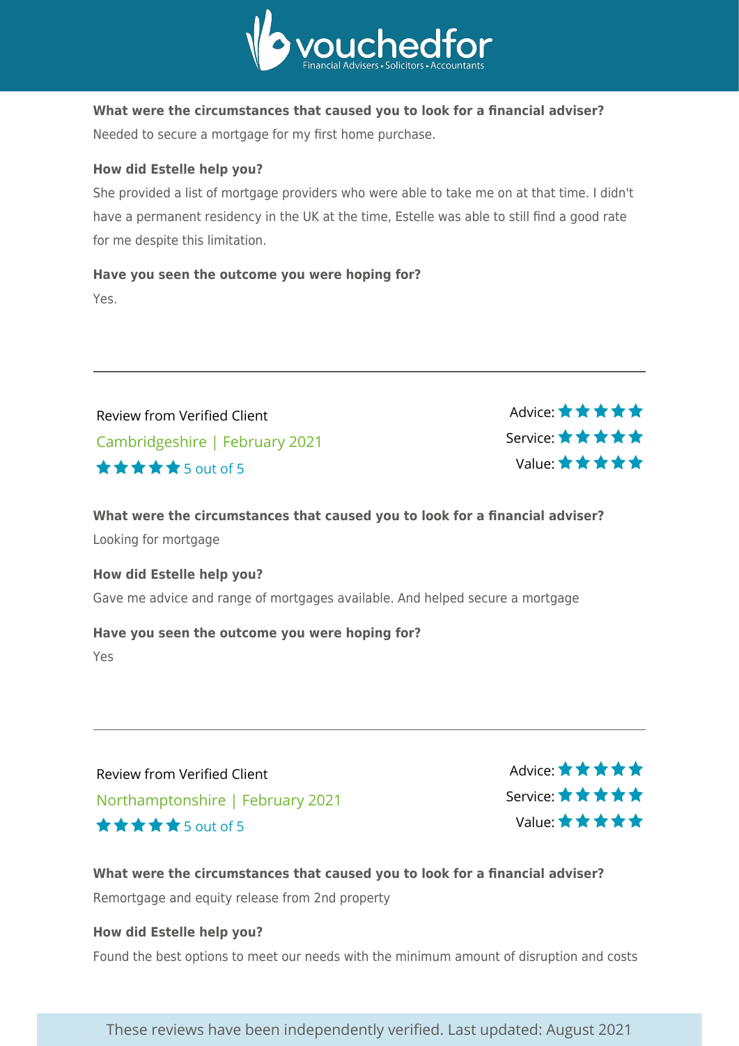**What were the circumstances that caused you to look for a financial adviser?**

Needed to secure a mortgage for my first home purchase.

**How did Estelle help you?**

She provided a list of mortgage providers who were able to take me on at that time. I didn't have a permanent residency in the UK at the time, Estelle was able to still find a good rate for me despite this limitation.

**Have you seen the outcome you were hoping for?**

Yes.

---

Review from Verified Client

Cambridgeshire | February 2021

★★★★★ 5 out of 5

Advice: ★★★★★
Service: ★★★★★
Value: ★★★★★

**What were the circumstances that caused you to look for a financial adviser?**

Looking for mortgage

**How did Estelle help you?**

Gave me advice and range of mortgages available. And helped secure a mortgage

**Have you seen the outcome you were hoping for?**

Yes

---

Review from Verified Client

Northamptonshire | February 2021

★★★★★ 5 out of 5

Advice: ★★★★★
Service: ★★★★★
Value: ★★★★★

**What were the circumstances that caused you to look for a financial adviser?**

Remortgage and equity release from 2nd property

**How did Estelle help you?**

Found the best options to meet our needs with the minimum amount of disruption and costs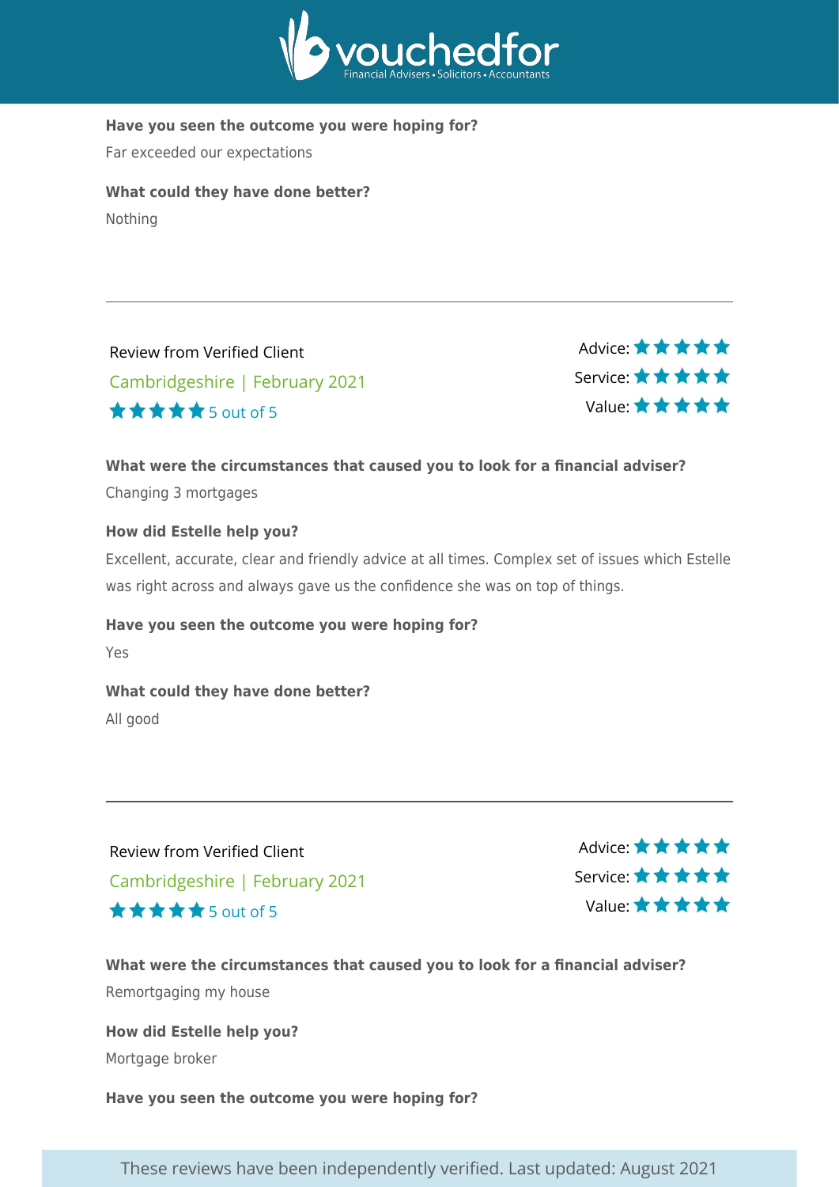**Have you seen the outcome you were hoping for?**

Far exceeded our expectations

**What could they have done better?**

Nothing

---

Review from Verified Client

Cambridgeshire | February 2021

★★★★★ 5 out of 5

Advice: ★★★★★
Service: ★★★★★
Value: ★★★★★

**What were the circumstances that caused you to look for a financial adviser?**

Changing 3 mortgages

**How did Estelle help you?**

Excellent, accurate, clear and friendly advice at all times. Complex set of issues which Estelle was right across and always gave us the confidence she was on top of things.

**Have you seen the outcome you were hoping for?**

Yes

**What could they have done better?**

All good

---

Review from Verified Client

Cambridgeshire | February 2021

★★★★★ 5 out of 5

Advice: ★★★★★
Service: ★★★★★
Value: ★★★★★

**What were the circumstances that caused you to look for a financial adviser?**

Remortgaging my house

**How did Estelle help you?**

Mortgage broker

**Have you seen the outcome you were hoping for?**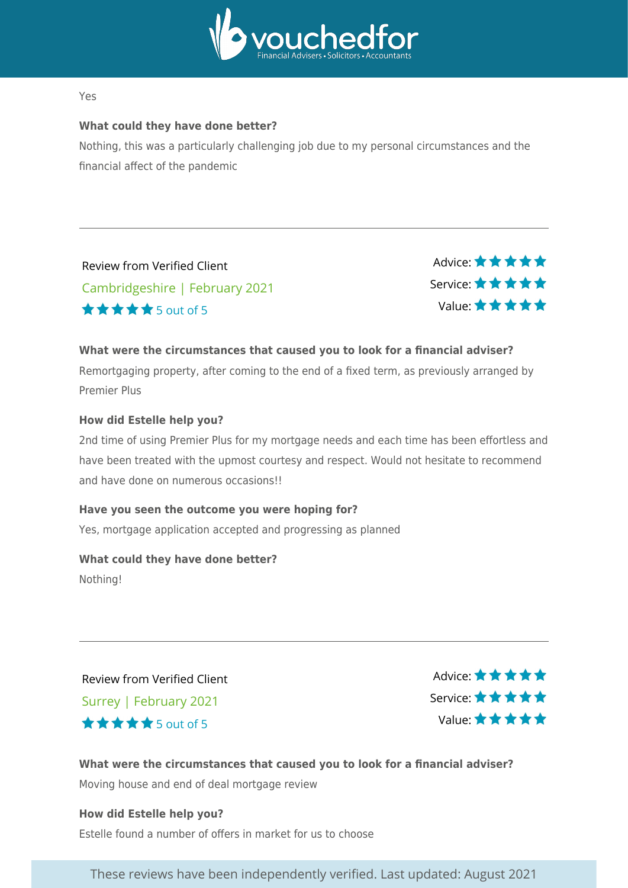Yes

**What could they have done better?**

Nothing, this was a particularly challenging job due to my personal circumstances and the financial affect of the pandemic

---

Review from Verified Client

Cambridgeshire | February 2021

★★★★★ 5 out of 5

Advice: ★★★★★
Service: ★★★★★
Value: ★★★★★

**What were the circumstances that caused you to look for a financial adviser?**

Remortgaging property, after coming to the end of a fixed term, as previously arranged by Premier Plus

**How did Estelle help you?**

2nd time of using Premier Plus for my mortgage needs and each time has been effortless and have been treated with the upmost courtesy and respect. Would not hesitate to recommend and have done on numerous occasions!!

**Have you seen the outcome you were hoping for?**

Yes, mortgage application accepted and progressing as planned

**What could they have done better?**

Nothing!

---

Review from Verified Client

Surrey | February 2021

★★★★★ 5 out of 5

Advice: ★★★★★
Service: ★★★★★
Value: ★★★★★

**What were the circumstances that caused you to look for a financial adviser?**

Moving house and end of deal mortgage review

**How did Estelle help you?**

Estelle found a number of offers in market for us to choose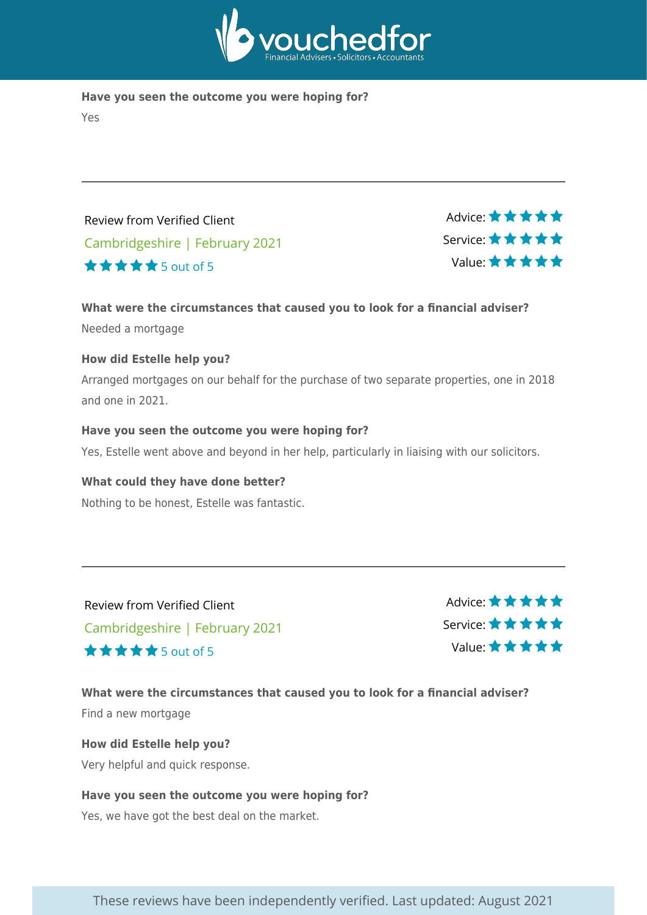**Have you seen the outcome you were hoping for?**

Yes

---

Review from Verified Client

Cambridgeshire | February 2021

★★★★★ 5 out of 5

Advice: ★★★★★
Service: ★★★★★
Value: ★★★★★

**What were the circumstances that caused you to look for a financial adviser?**

Needed a mortgage

**How did Estelle help you?**

Arranged mortgages on our behalf for the purchase of two separate properties, one in 2018 and one in 2021.

**Have you seen the outcome you were hoping for?**

Yes, Estelle went above and beyond in her help, particularly in liaising with our solicitors.

**What could they have done better?**

Nothing to be honest, Estelle was fantastic.

---

Review from Verified Client

Cambridgeshire | February 2021

★★★★★ 5 out of 5

Advice: ★★★★★
Service: ★★★★★
Value: ★★★★★

**What were the circumstances that caused you to look for a financial adviser?**

Find a new mortgage

**How did Estelle help you?**

Very helpful and quick response.

**Have you seen the outcome you were hoping for?**

Yes, we have got the best deal on the market.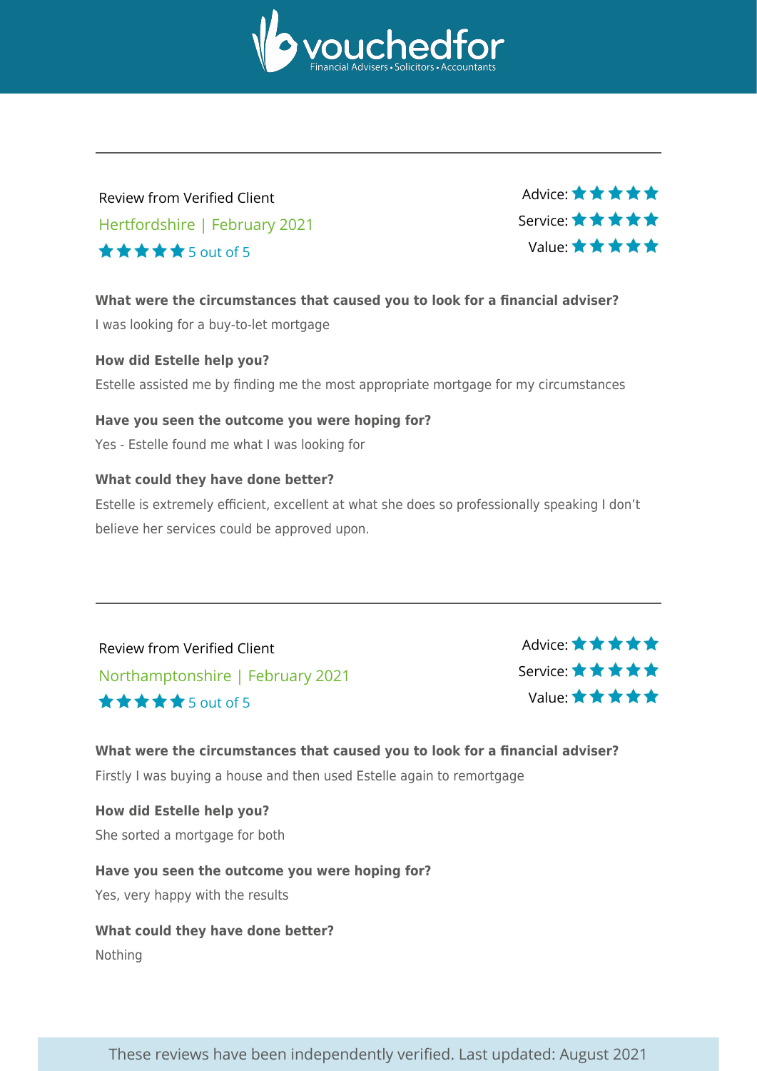---

Review from Verified Client

Hertfordshire | February 2021

★★★★★ 5 out of 5

Advice: ★★★★★
Service: ★★★★★
Value: ★★★★★

**What were the circumstances that caused you to look for a financial adviser?**

I was looking for a buy-to-let mortgage

**How did Estelle help you?**

Estelle assisted me by finding me the most appropriate mortgage for my circumstances

**Have you seen the outcome you were hoping for?**

Yes - Estelle found me what I was looking for

**What could they have done better?**

Estelle is extremely efficient, excellent at what she does so professionally speaking I don't believe her services could be approved upon.

---

Review from Verified Client

Northamptonshire | February 2021

★★★★★ 5 out of 5

Advice: ★★★★★
Service: ★★★★★
Value: ★★★★★

**What were the circumstances that caused you to look for a financial adviser?**

Firstly I was buying a house and then used Estelle again to remortgage

**How did Estelle help you?**

She sorted a mortgage for both

**Have you seen the outcome you were hoping for?**

Yes, very happy with the results

**What could they have done better?**

Nothing

These reviews have been independently verified. Last updated: August 2021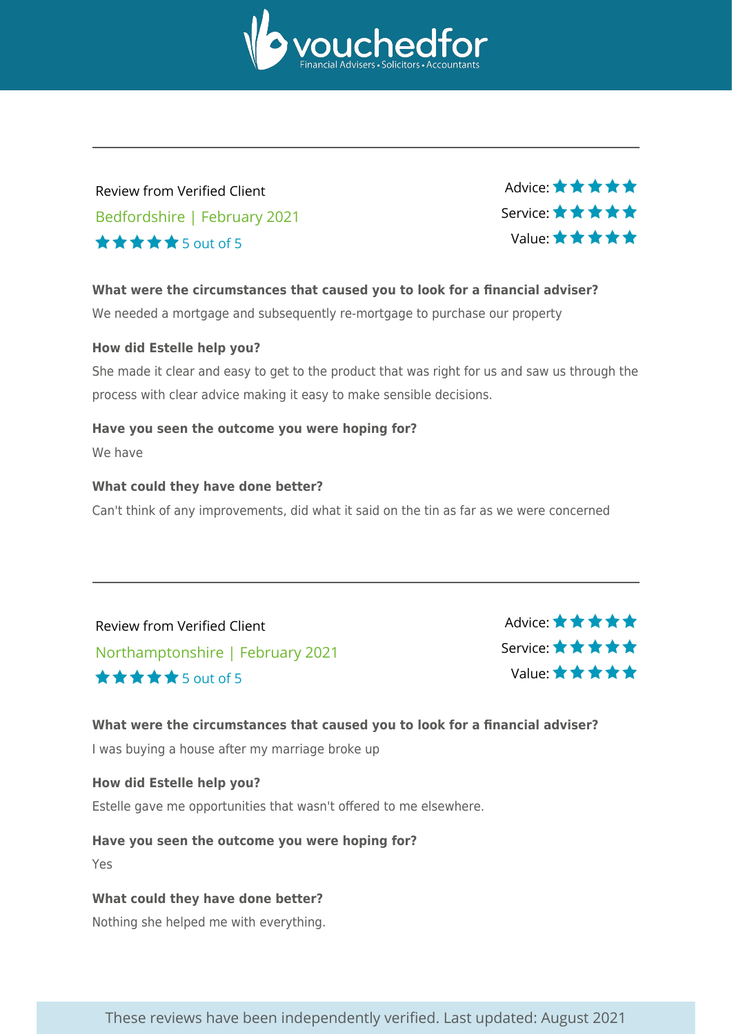vouchedfor
Financial Advisers • Solicitors • Accountants

---

Review from Verified Client

Bedfordshire | February 2021

★★★★★ 5 out of 5

Advice: ★★★★★
Service: ★★★★★
Value: ★★★★★

**What were the circumstances that caused you to look for a financial adviser?**

We needed a mortgage and subsequently re-mortgage to purchase our property

**How did Estelle help you?**

She made it clear and easy to get to the product that was right for us and saw us through the process with clear advice making it easy to make sensible decisions.

**Have you seen the outcome you were hoping for?**

We have

**What could they have done better?**

Can't think of any improvements, did what it said on the tin as far as we were concerned

---

Review from Verified Client

Northamptonshire | February 2021

★★★★★ 5 out of 5

Advice: ★★★★★
Service: ★★★★★
Value: ★★★★★

**What were the circumstances that caused you to look for a financial adviser?**

I was buying a house after my marriage broke up

**How did Estelle help you?**

Estelle gave me opportunities that wasn't offered to me elsewhere.

**Have you seen the outcome you were hoping for?**

Yes

**What could they have done better?**

Nothing she helped me with everything.

These reviews have been independently verified. Last updated: August 2021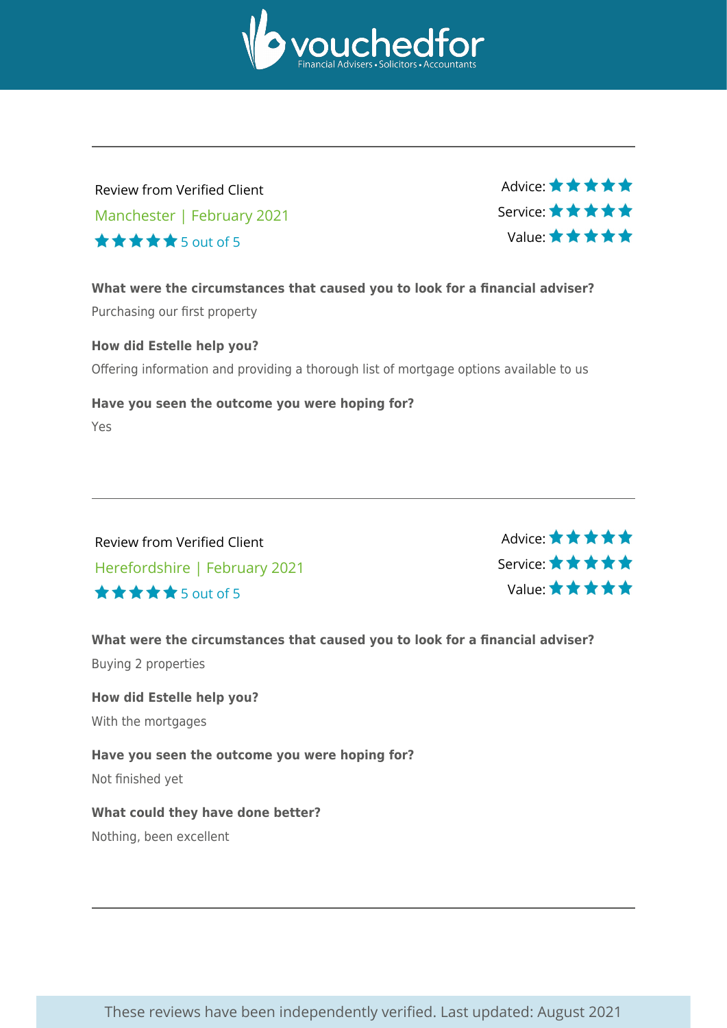---

Review from Verified Client

Manchester | February 2021

★★★★★ 5 out of 5

Advice: ★★★★★
Service: ★★★★★
Value: ★★★★★

**What were the circumstances that caused you to look for a financial adviser?**

Purchasing our first property

**How did Estelle help you?**

Offering information and providing a thorough list of mortgage options available to us

**Have you seen the outcome you were hoping for?**

Yes

---

Review from Verified Client

Herefordshire | February 2021

★★★★★ 5 out of 5

Advice: ★★★★★
Service: ★★★★★
Value: ★★★★★

**What were the circumstances that caused you to look for a financial adviser?**

Buying 2 properties

**How did Estelle help you?**

With the mortgages

**Have you seen the outcome you were hoping for?**

Not finished yet

**What could they have done better?**

Nothing, been excellent

---

These reviews have been independently verified. Last updated: August 2021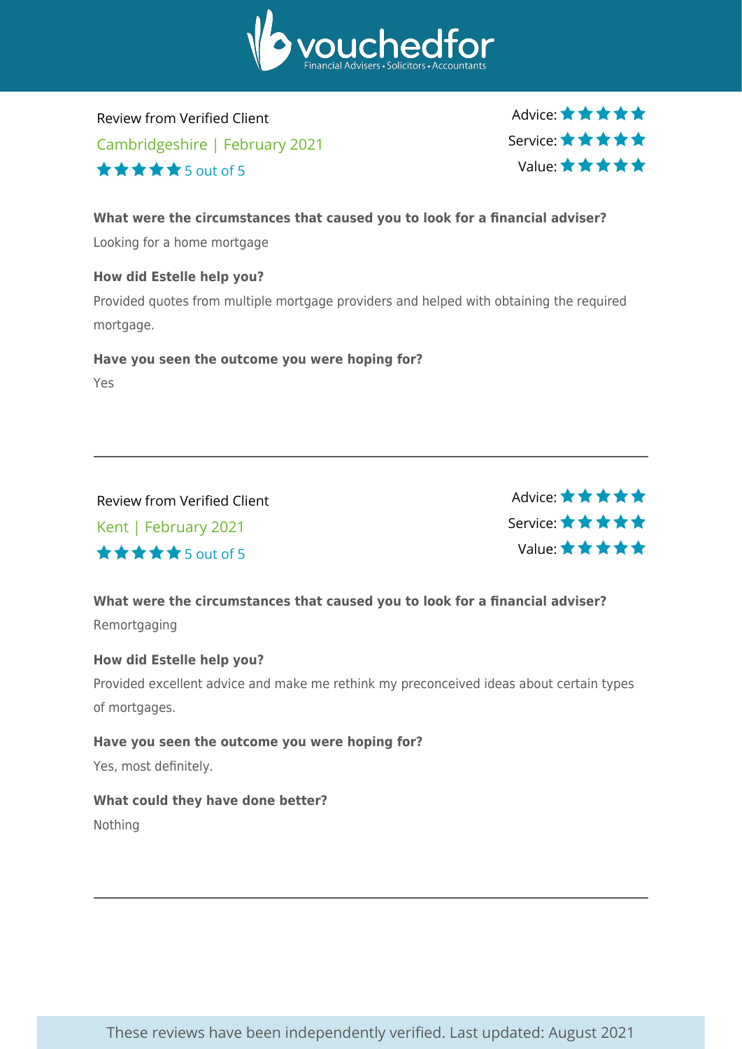vouchedfor
Financial Advisers • Solicitors • Accountants

Review from Verified Client

Cambridgeshire | February 2021

★★★★★ 5 out of 5

Advice: ★★★★★
Service: ★★★★★
Value: ★★★★★

**What were the circumstances that caused you to look for a financial adviser?**

Looking for a home mortgage

**How did Estelle help you?**

Provided quotes from multiple mortgage providers and helped with obtaining the required mortgage.

**Have you seen the outcome you were hoping for?**

Yes

---

Review from Verified Client

Kent | February 2021

★★★★★ 5 out of 5

Advice: ★★★★★
Service: ★★★★★
Value: ★★★★★

**What were the circumstances that caused you to look for a financial adviser?**

Remortgaging

**How did Estelle help you?**

Provided excellent advice and make me rethink my preconceived ideas about certain types of mortgages.

**Have you seen the outcome you were hoping for?**

Yes, most definitely.

**What could they have done better?**

Nothing

---

These reviews have been independently verified. Last updated: August 2021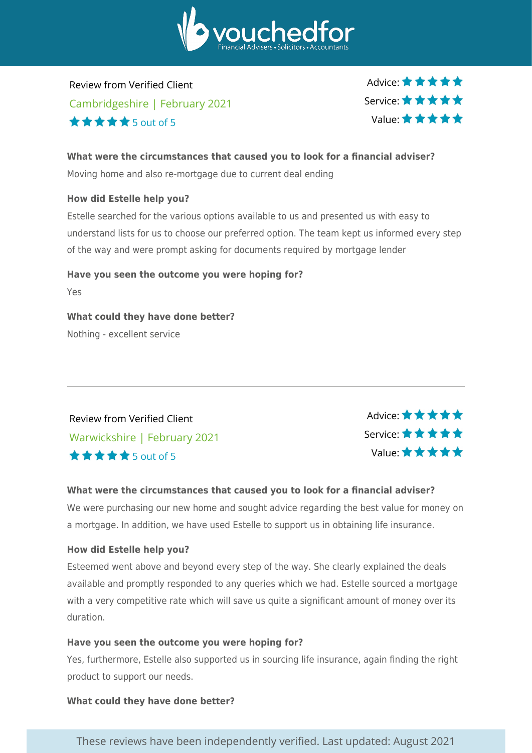Review from Verified Client

Cambridgeshire | February 2021

★★★★★ 5 out of 5

Advice: ★★★★★
Service: ★★★★★
Value: ★★★★★

**What were the circumstances that caused you to look for a financial adviser?**

Moving home and also re-mortgage due to current deal ending

**How did Estelle help you?**

Estelle searched for the various options available to us and presented us with easy to understand lists for us to choose our preferred option. The team kept us informed every step of the way and were prompt asking for documents required by mortgage lender

**Have you seen the outcome you were hoping for?**

Yes

**What could they have done better?**

Nothing - excellent service

---

Review from Verified Client

Warwickshire | February 2021

★★★★★ 5 out of 5

Advice: ★★★★★
Service: ★★★★★
Value: ★★★★★

**What were the circumstances that caused you to look for a financial adviser?**

We were purchasing our new home and sought advice regarding the best value for money on a mortgage. In addition, we have used Estelle to support us in obtaining life insurance.

**How did Estelle help you?**

Esteemed went above and beyond every step of the way. She clearly explained the deals available and promptly responded to any queries which we had. Estelle sourced a mortgage with a very competitive rate which will save us quite a significant amount of money over its duration.

**Have you seen the outcome you were hoping for?**

Yes, furthermore, Estelle also supported us in sourcing life insurance, again finding the right product to support our needs.

**What could they have done better?**

These reviews have been independently verified. Last updated: August 2021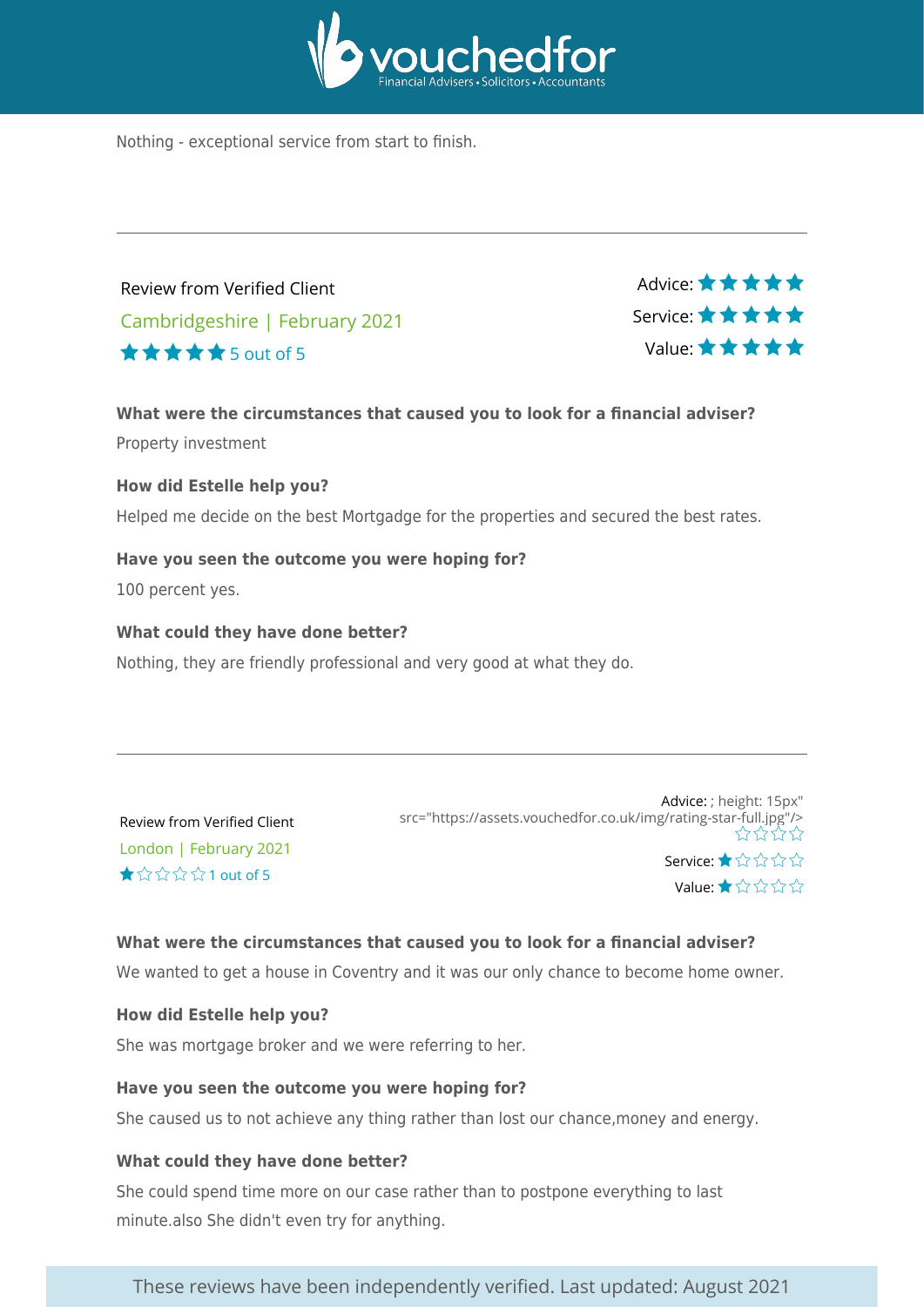Nothing - exceptional service from start to finish.

---

Review from Verified Client

Cambridgeshire | February 2021

★★★★★ 5 out of 5

Advice: ★★★★★
Service: ★★★★★
Value: ★★★★★

**What were the circumstances that caused you to look for a financial adviser?**

Property investment

**How did Estelle help you?**

Helped me decide on the best Mortgadge for the properties and secured the best rates.

**Have you seen the outcome you were hoping for?**

100 percent yes.

**What could they have done better?**

Nothing, they are friendly professional and very good at what they do.

---

Review from Verified Client

London | February 2021

★☆☆☆☆ 1 out of 5

Advice: ; height: 15px" src="https://assets.vouchedfor.co.uk/img/rating-star-full.jpg"/> ☆☆☆☆
Service: ★☆☆☆☆
Value: ★☆☆☆☆

**What were the circumstances that caused you to look for a financial adviser?**

We wanted to get a house in Coventry and it was our only chance to become home owner.

**How did Estelle help you?**

She was mortgage broker and we were referring to her.

**Have you seen the outcome you were hoping for?**

She caused us to not achieve any thing rather than lost our chance,money and energy.

**What could they have done better?**

She could spend time more on our case rather than to postpone everything to last minute.also She didn't even try for anything.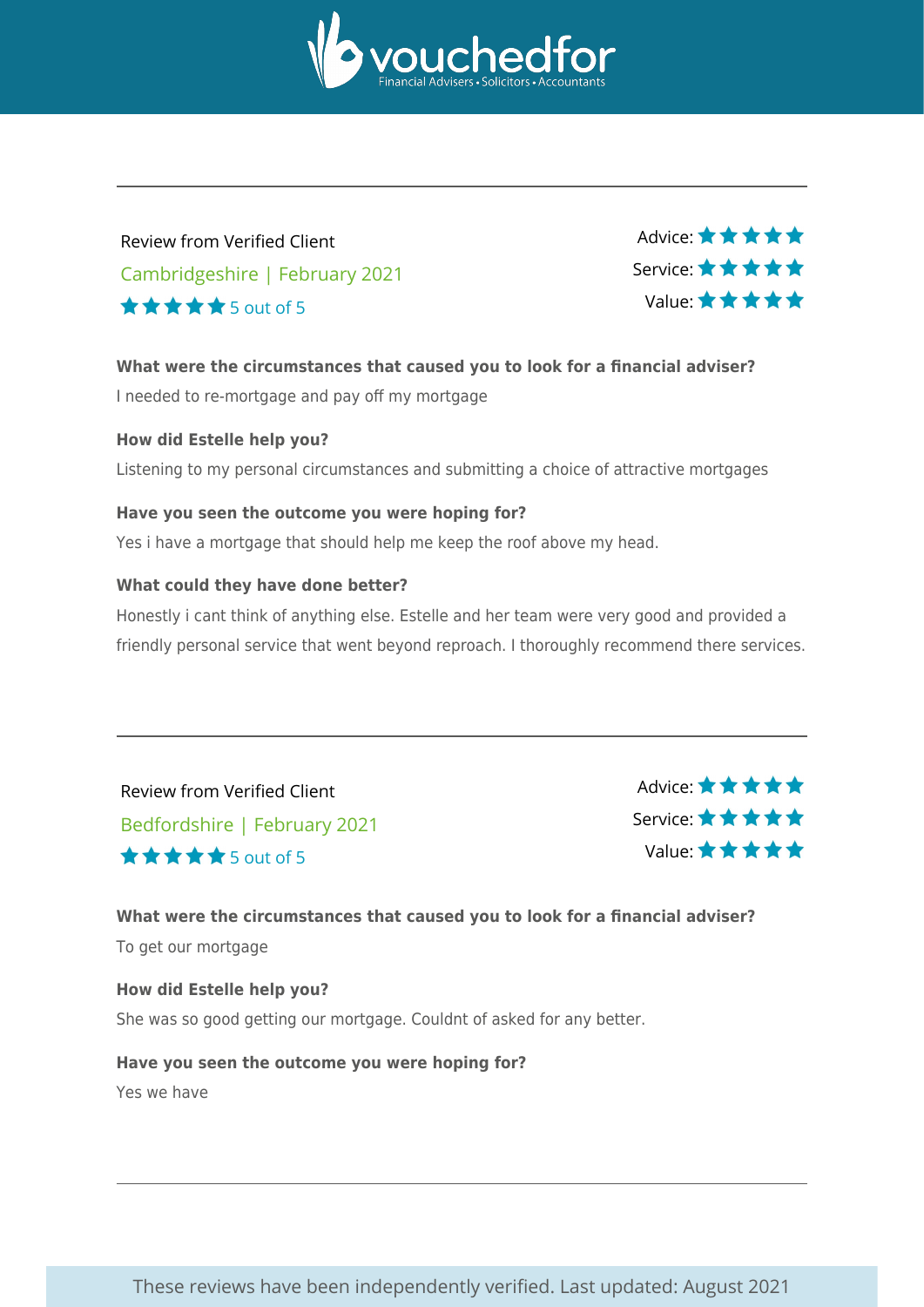Review from Verified Client

Cambridgeshire | February 2021

★★★★★ 5 out of 5

Advice: ★★★★★
Service: ★★★★★
Value: ★★★★★

**What were the circumstances that caused you to look for a financial adviser?**

I needed to re-mortgage and pay off my mortgage

**How did Estelle help you?**

Listening to my personal circumstances and submitting a choice of attractive mortgages

**Have you seen the outcome you were hoping for?**

Yes i have a mortgage that should help me keep the roof above my head.

**What could they have done better?**

Honestly i cant think of anything else. Estelle and her team were very good and provided a friendly personal service that went beyond reproach. I thoroughly recommend there services.

---

Review from Verified Client

Bedfordshire | February 2021

★★★★★ 5 out of 5

Advice: ★★★★★
Service: ★★★★★
Value: ★★★★★

**What were the circumstances that caused you to look for a financial adviser?**

To get our mortgage

**How did Estelle help you?**

She was so good getting our mortgage. Couldnt of asked for any better.

**Have you seen the outcome you were hoping for?**

Yes we have

---

These reviews have been independently verified. Last updated: August 2021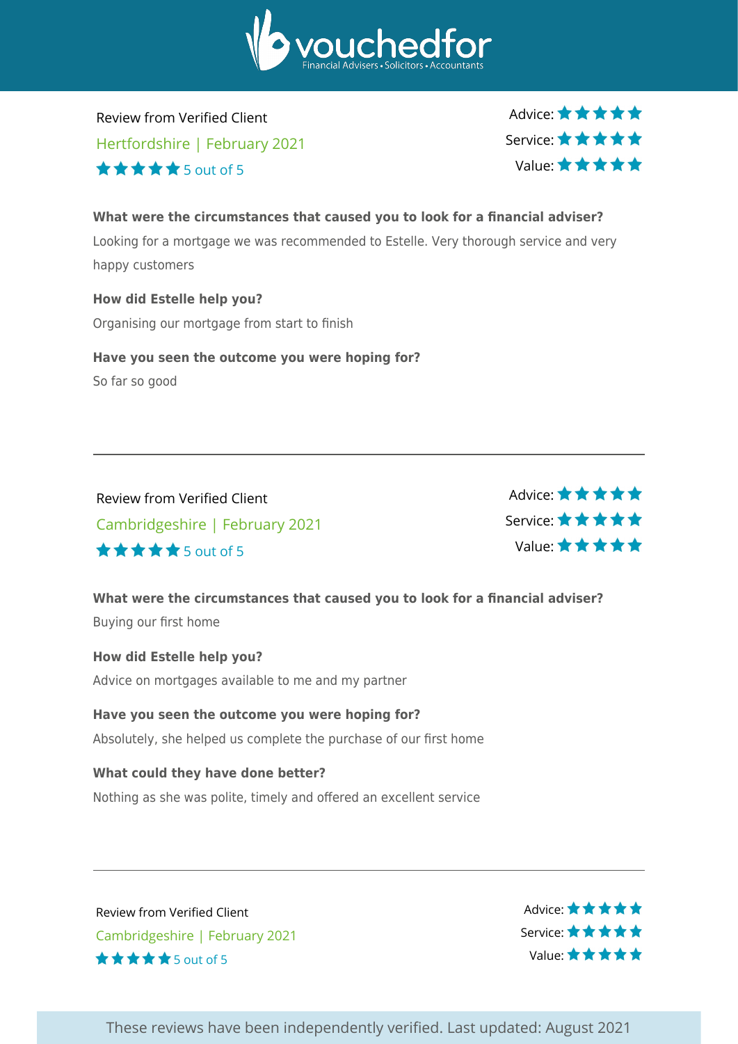Review from Verified Client

Hertfordshire | February 2021

★★★★★ 5 out of 5

Advice: ★★★★★
Service: ★★★★★
Value: ★★★★★

**What were the circumstances that caused you to look for a financial adviser?**

Looking for a mortgage we was recommended to Estelle. Very thorough service and very happy customers

**How did Estelle help you?**

Organising our mortgage from start to finish

**Have you seen the outcome you were hoping for?**

So far so good

---

Review from Verified Client

Cambridgeshire | February 2021

★★★★★ 5 out of 5

Advice: ★★★★★
Service: ★★★★★
Value: ★★★★★

**What were the circumstances that caused you to look for a financial adviser?**

Buying our first home

**How did Estelle help you?**

Advice on mortgages available to me and my partner

**Have you seen the outcome you were hoping for?**

Absolutely, she helped us complete the purchase of our first home

**What could they have done better?**

Nothing as she was polite, timely and offered an excellent service

---

Review from Verified Client

Cambridgeshire | February 2021

★★★★★ 5 out of 5

Advice: ★★★★★
Service: ★★★★★
Value: ★★★★★

These reviews have been independently verified. Last updated: August 2021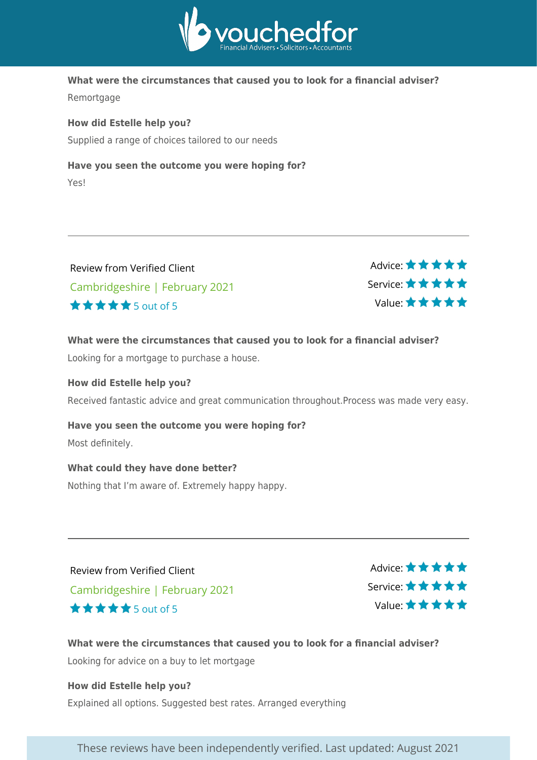**What were the circumstances that caused you to look for a financial adviser?**

Remortgage

**How did Estelle help you?**

Supplied a range of choices tailored to our needs

**Have you seen the outcome you were hoping for?**

Yes!

---

Review from Verified Client

Cambridgeshire | February 2021

★★★★★ 5 out of 5

Advice: ★★★★★
Service: ★★★★★
Value: ★★★★★

**What were the circumstances that caused you to look for a financial adviser?**

Looking for a mortgage to purchase a house.

**How did Estelle help you?**

Received fantastic advice and great communication throughout.Process was made very easy.

**Have you seen the outcome you were hoping for?**

Most definitely.

**What could they have done better?**

Nothing that I'm aware of. Extremely happy happy.

---

Review from Verified Client

Cambridgeshire | February 2021

★★★★★ 5 out of 5

Advice: ★★★★★
Service: ★★★★★
Value: ★★★★★

**What were the circumstances that caused you to look for a financial adviser?**

Looking for advice on a buy to let mortgage

**How did Estelle help you?**

Explained all options. Suggested best rates. Arranged everything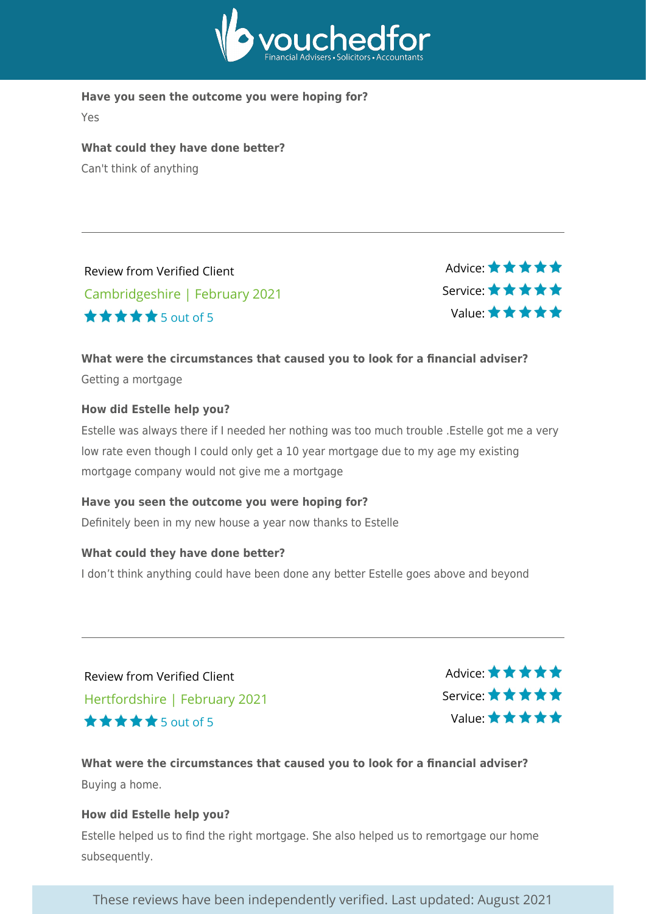**Have you seen the outcome you were hoping for?**

Yes

**What could they have done better?**

Can't think of anything

---

Review from Verified Client

Cambridgeshire | February 2021

★★★★★ 5 out of 5

Advice: ★★★★★
Service: ★★★★★
Value: ★★★★★

**What were the circumstances that caused you to look for a financial adviser?**

Getting a mortgage

**How did Estelle help you?**

Estelle was always there if I needed her nothing was too much trouble .Estelle got me a very low rate even though I could only get a 10 year mortgage due to my age my existing mortgage company would not give me a mortgage

**Have you seen the outcome you were hoping for?**

Definitely been in my new house a year now thanks to Estelle

**What could they have done better?**

I don’t think anything could have been done any better Estelle goes above and beyond

---

Review from Verified Client

Hertfordshire | February 2021

★★★★★ 5 out of 5

Advice: ★★★★★
Service: ★★★★★
Value: ★★★★★

**What were the circumstances that caused you to look for a financial adviser?**

Buying a home.

**How did Estelle help you?**

Estelle helped us to find the right mortgage. She also helped us to remortgage our home subsequently.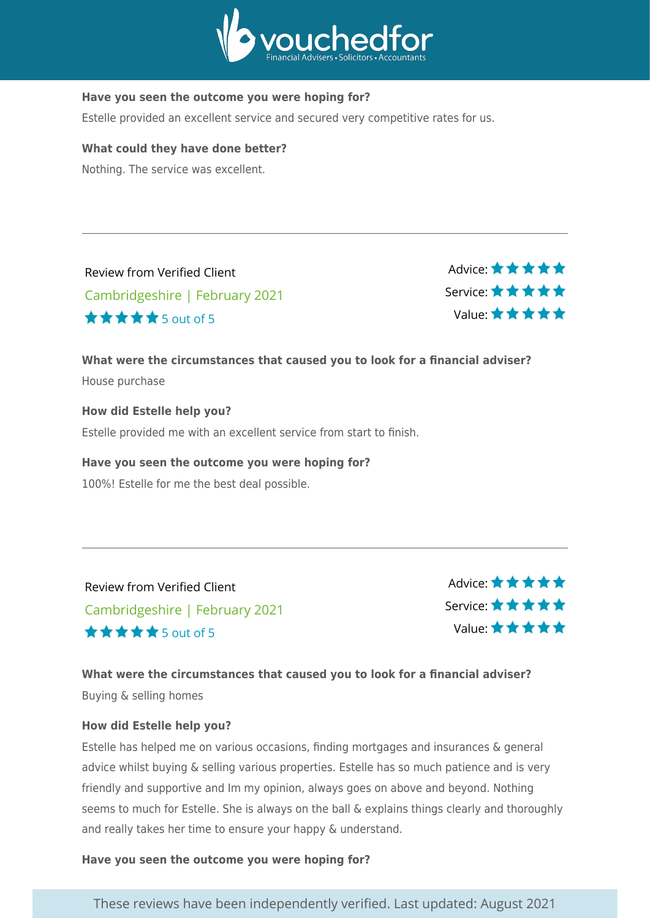**Have you seen the outcome you were hoping for?**

Estelle provided an excellent service and secured very competitive rates for us.

**What could they have done better?**

Nothing. The service was excellent.

---

Review from Verified Client

Cambridgeshire | February 2021

★★★★★ 5 out of 5

Advice: ★★★★★
Service: ★★★★★
Value: ★★★★★

**What were the circumstances that caused you to look for a financial adviser?**

House purchase

**How did Estelle help you?**

Estelle provided me with an excellent service from start to finish.

**Have you seen the outcome you were hoping for?**

100%! Estelle for me the best deal possible.

---

Review from Verified Client

Cambridgeshire | February 2021

★★★★★ 5 out of 5

Advice: ★★★★★
Service: ★★★★★
Value: ★★★★★

**What were the circumstances that caused you to look for a financial adviser?**

Buying & selling homes

**How did Estelle help you?**

Estelle has helped me on various occasions, finding mortgages and insurances & general advice whilst buying & selling various properties. Estelle has so much patience and is very friendly and supportive and Im my opinion, always goes on above and beyond. Nothing seems to much for Estelle. She is always on the ball & explains things clearly and thoroughly and really takes her time to ensure your happy & understand.

**Have you seen the outcome you were hoping for?**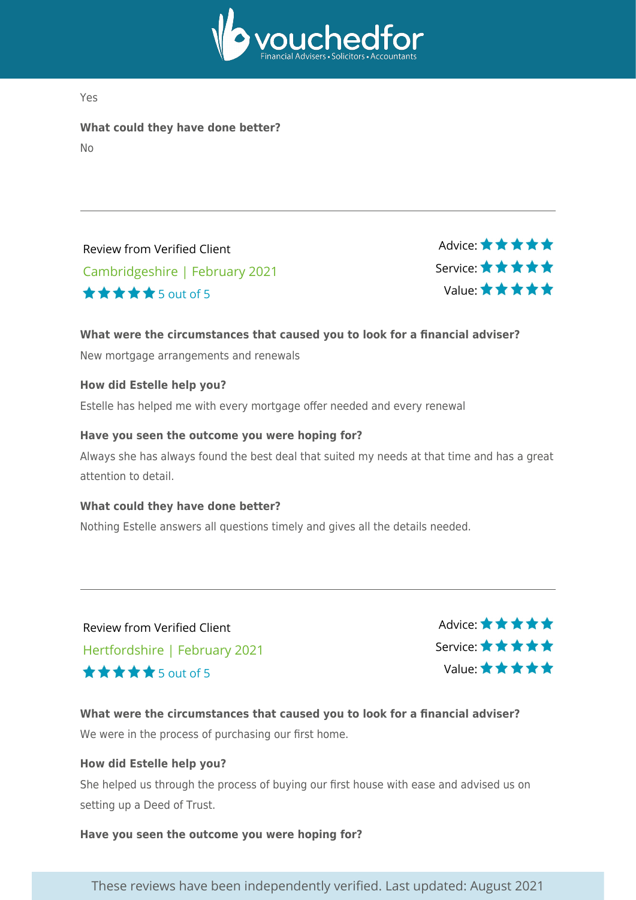Yes

**What could they have done better?**

No

---

Review from Verified Client

Cambridgeshire | February 2021

★★★★★ 5 out of 5

Advice: ★★★★★
Service: ★★★★★
Value: ★★★★★

**What were the circumstances that caused you to look for a financial adviser?**

New mortgage arrangements and renewals

**How did Estelle help you?**

Estelle has helped me with every mortgage offer needed and every renewal

**Have you seen the outcome you were hoping for?**

Always she has always found the best deal that suited my needs at that time and has a great attention to detail.

**What could they have done better?**

Nothing Estelle answers all questions timely and gives all the details needed.

---

Review from Verified Client

Hertfordshire | February 2021

★★★★★ 5 out of 5

Advice: ★★★★★
Service: ★★★★★
Value: ★★★★★

**What were the circumstances that caused you to look for a financial adviser?**

We were in the process of purchasing our first home.

**How did Estelle help you?**

She helped us through the process of buying our first house with ease and advised us on setting up a Deed of Trust.

**Have you seen the outcome you were hoping for?**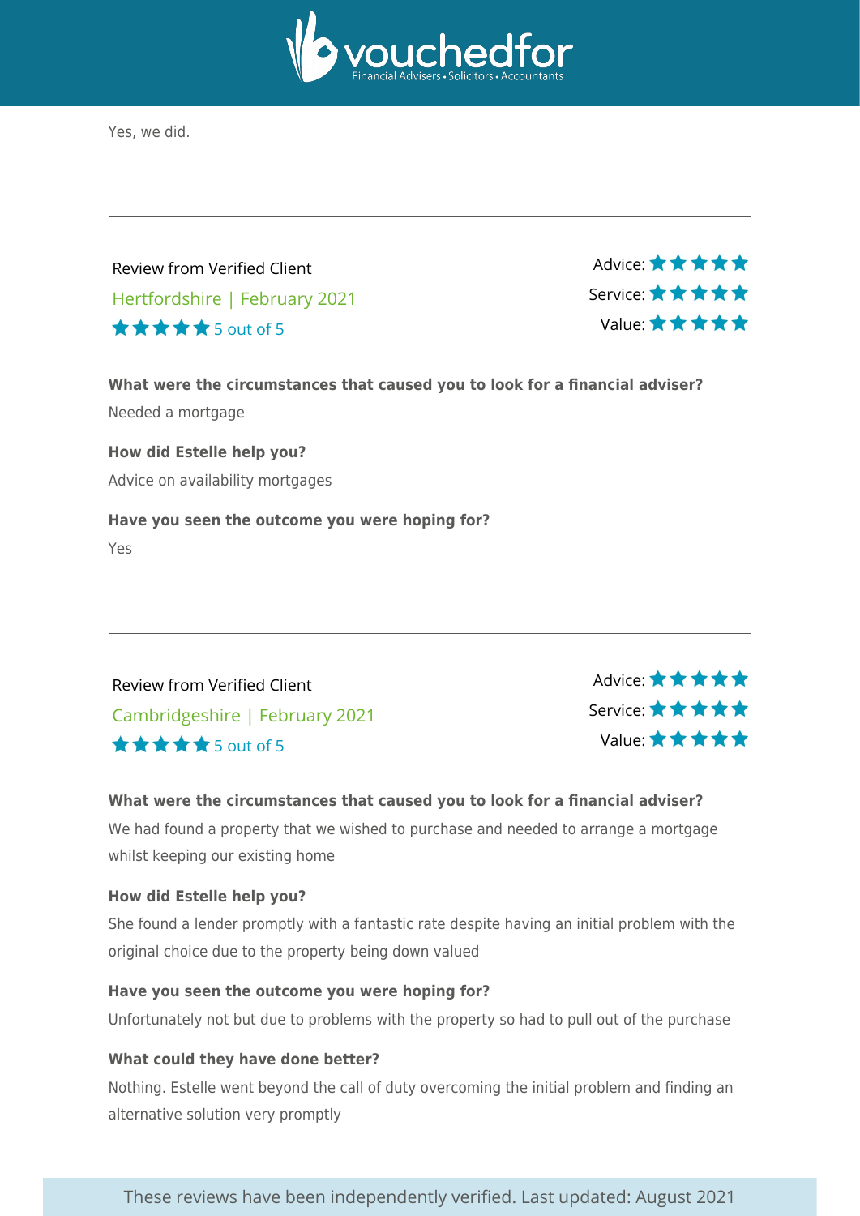Yes, we did.

---

Review from Verified Client

Hertfordshire | February 2021

★★★★★ 5 out of 5

Advice: ★★★★★
Service: ★★★★★
Value: ★★★★★

**What were the circumstances that caused you to look for a financial adviser?**

Needed a mortgage

**How did Estelle help you?**

Advice on availability mortgages

**Have you seen the outcome you were hoping for?**

Yes

---

Review from Verified Client

Cambridgeshire | February 2021

★★★★★ 5 out of 5

Advice: ★★★★★
Service: ★★★★★
Value: ★★★★★

**What were the circumstances that caused you to look for a financial adviser?**

We had found a property that we wished to purchase and needed to arrange a mortgage whilst keeping our existing home

**How did Estelle help you?**

She found a lender promptly with a fantastic rate despite having an initial problem with the original choice due to the property being down valued

**Have you seen the outcome you were hoping for?**

Unfortunately not but due to problems with the property so had to pull out of the purchase

**What could they have done better?**

Nothing. Estelle went beyond the call of duty overcoming the initial problem and finding an alternative solution very promptly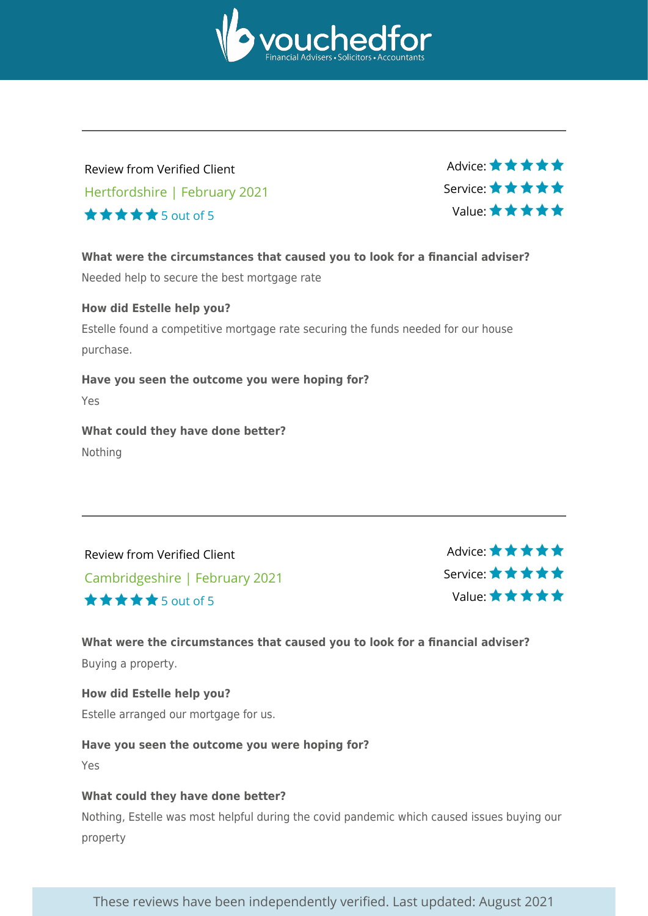vouchedfor

Financial Advisers • Solicitors • Accountants

---

Review from Verified Client

Hertfordshire | February 2021

★★★★★ 5 out of 5

Advice: ★★★★★

Service: ★★★★★

Value: ★★★★★

**What were the circumstances that caused you to look for a financial adviser?**

Needed help to secure the best mortgage rate

**How did Estelle help you?**

Estelle found a competitive mortgage rate securing the funds needed for our house purchase.

**Have you seen the outcome you were hoping for?**

Yes

**What could they have done better?**

Nothing

---

Review from Verified Client

Cambridgeshire | February 2021

★★★★★ 5 out of 5

Advice: ★★★★★

Service: ★★★★★

Value: ★★★★★

**What were the circumstances that caused you to look for a financial adviser?**

Buying a property.

**How did Estelle help you?**

Estelle arranged our mortgage for us.

**Have you seen the outcome you were hoping for?**

Yes

**What could they have done better?**

Nothing, Estelle was most helpful during the covid pandemic which caused issues buying our property

These reviews have been independently verified. Last updated: August 2021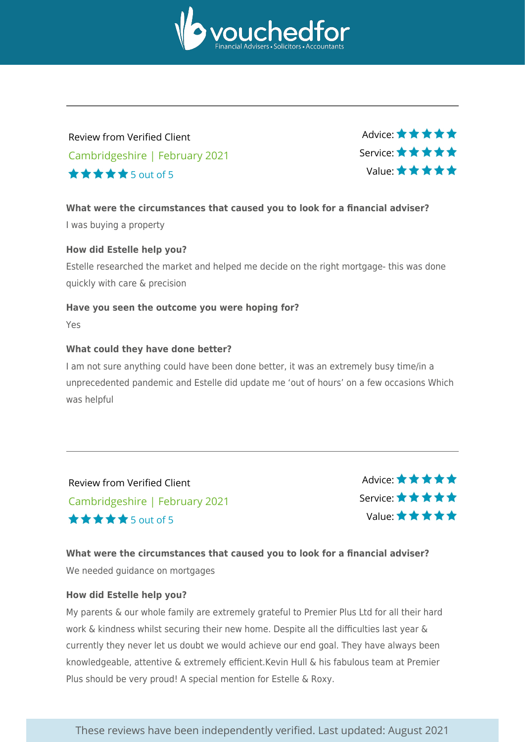---

Review from Verified Client

Cambridgeshire | February 2021

★★★★★ 5 out of 5

Advice: ★★★★★
Service: ★★★★★
Value: ★★★★★

**What were the circumstances that caused you to look for a financial adviser?**

I was buying a property

**How did Estelle help you?**

Estelle researched the market and helped me decide on the right mortgage- this was done quickly with care & precision

**Have you seen the outcome you were hoping for?**

Yes

**What could they have done better?**

I am not sure anything could have been done better, it was an extremely busy time/in a unprecedented pandemic and Estelle did update me 'out of hours' on a few occasions Which was helpful

---

Review from Verified Client

Cambridgeshire | February 2021

★★★★★ 5 out of 5

Advice: ★★★★★
Service: ★★★★★
Value: ★★★★★

**What were the circumstances that caused you to look for a financial adviser?**

We needed guidance on mortgages

**How did Estelle help you?**

My parents & our whole family are extremely grateful to Premier Plus Ltd for all their hard work & kindness whilst securing their new home. Despite all the difficulties last year & currently they never let us doubt we would achieve our end goal. They have always been knowledgeable, attentive & extremely efficient.Kevin Hull & his fabulous team at Premier Plus should be very proud! A special mention for Estelle & Roxy.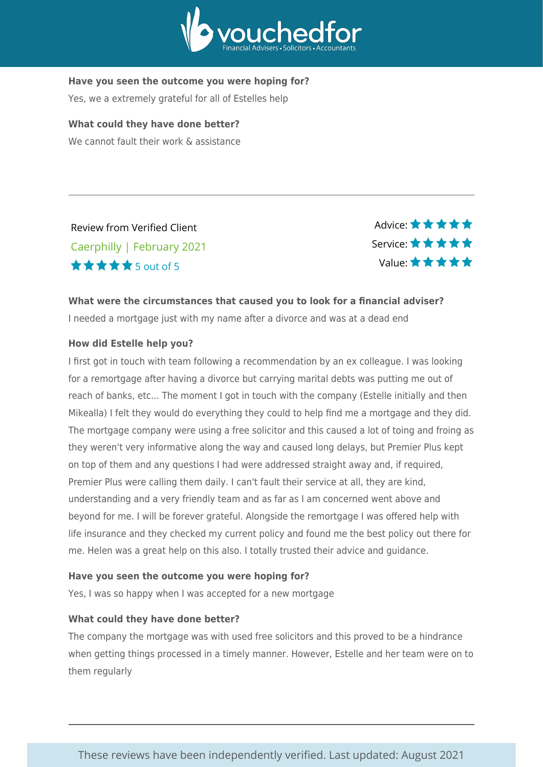**Have you seen the outcome you were hoping for?**

Yes, we a extremely grateful for all of Estelles help

**What could they have done better?**

We cannot fault their work & assistance

---

Review from Verified Client

Caerphilly | February 2021

★★★★★ 5 out of 5

Advice: ★★★★★
Service: ★★★★★
Value: ★★★★★

**What were the circumstances that caused you to look for a financial adviser?**

I needed a mortgage just with my name after a divorce and was at a dead end

**How did Estelle help you?**

I first got in touch with team following a recommendation by an ex colleague. I was looking for a remortgage after having a divorce but carrying marital debts was putting me out of reach of banks, etc... The moment I got in touch with the company (Estelle initially and then Mikealla) I felt they would do everything they could to help find me a mortgage and they did. The mortgage company were using a free solicitor and this caused a lot of toing and froing as they weren't very informative along the way and caused long delays, but Premier Plus kept on top of them and any questions I had were addressed straight away and, if required, Premier Plus were calling them daily. I can't fault their service at all, they are kind, understanding and a very friendly team and as far as I am concerned went above and beyond for me. I will be forever grateful. Alongside the remortgage I was offered help with life insurance and they checked my current policy and found me the best policy out there for me. Helen was a great help on this also. I totally trusted their advice and guidance.

**Have you seen the outcome you were hoping for?**

Yes, I was so happy when I was accepted for a new mortgage

**What could they have done better?**

The company the mortgage was with used free solicitors and this proved to be a hindrance when getting things processed in a timely manner. However, Estelle and her team were on to them regularly

---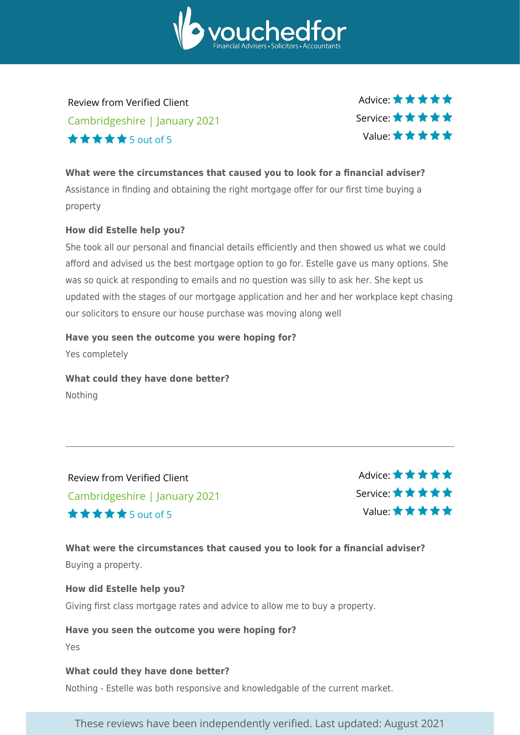Review from Verified Client

Cambridgeshire | January 2021

★★★★★ 5 out of 5

Advice: ★★★★★
Service: ★★★★★
Value: ★★★★★

**What were the circumstances that caused you to look for a financial adviser?**

Assistance in finding and obtaining the right mortgage offer for our first time buying a property

**How did Estelle help you?**

She took all our personal and financial details efficiently and then showed us what we could afford and advised us the best mortgage option to go for. Estelle gave us many options. She was so quick at responding to emails and no question was silly to ask her. She kept us updated with the stages of our mortgage application and her and her workplace kept chasing our solicitors to ensure our house purchase was moving along well

**Have you seen the outcome you were hoping for?**

Yes completely

**What could they have done better?**

Nothing

---

Review from Verified Client

Cambridgeshire | January 2021

★★★★★ 5 out of 5

Advice: ★★★★★
Service: ★★★★★
Value: ★★★★★

**What were the circumstances that caused you to look for a financial adviser?**

Buying a property.

**How did Estelle help you?**

Giving first class mortgage rates and advice to allow me to buy a property.

**Have you seen the outcome you were hoping for?**

Yes

**What could they have done better?**

Nothing - Estelle was both responsive and knowledgable of the current market.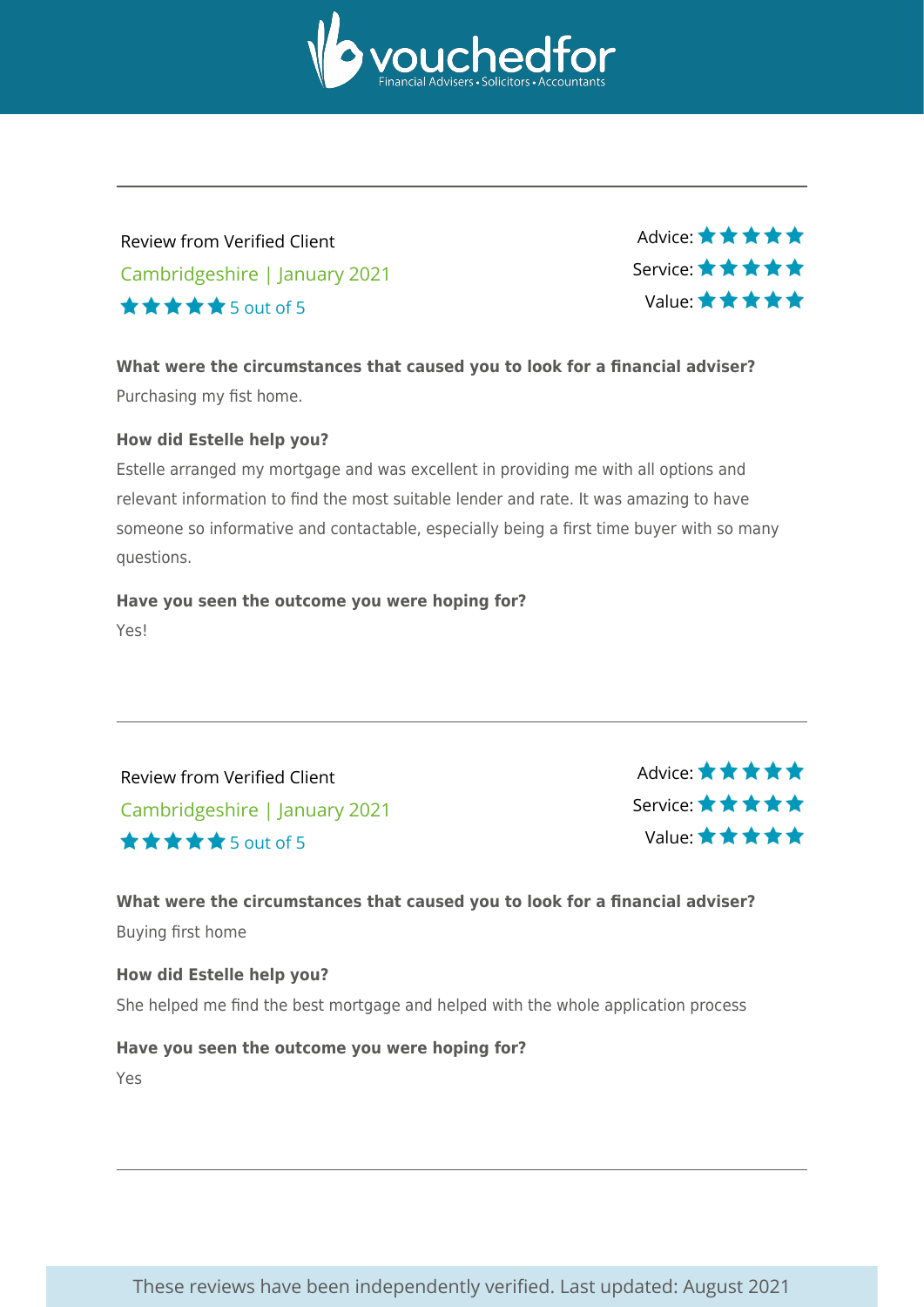Review from Verified Client

Cambridgeshire | January 2021

★★★★★ 5 out of 5

Advice: ★★★★★
Service: ★★★★★
Value: ★★★★★

**What were the circumstances that caused you to look for a financial adviser?**

Purchasing my fist home.

**How did Estelle help you?**

Estelle arranged my mortgage and was excellent in providing me with all options and relevant information to find the most suitable lender and rate. It was amazing to have someone so informative and contactable, especially being a first time buyer with so many questions.

**Have you seen the outcome you were hoping for?**

Yes!

---

Review from Verified Client

Cambridgeshire | January 2021

★★★★★ 5 out of 5

Advice: ★★★★★
Service: ★★★★★
Value: ★★★★★

**What were the circumstances that caused you to look for a financial adviser?**

Buying first home

**How did Estelle help you?**

She helped me find the best mortgage and helped with the whole application process

**Have you seen the outcome you were hoping for?**

Yes

---

These reviews have been independently verified. Last updated: August 2021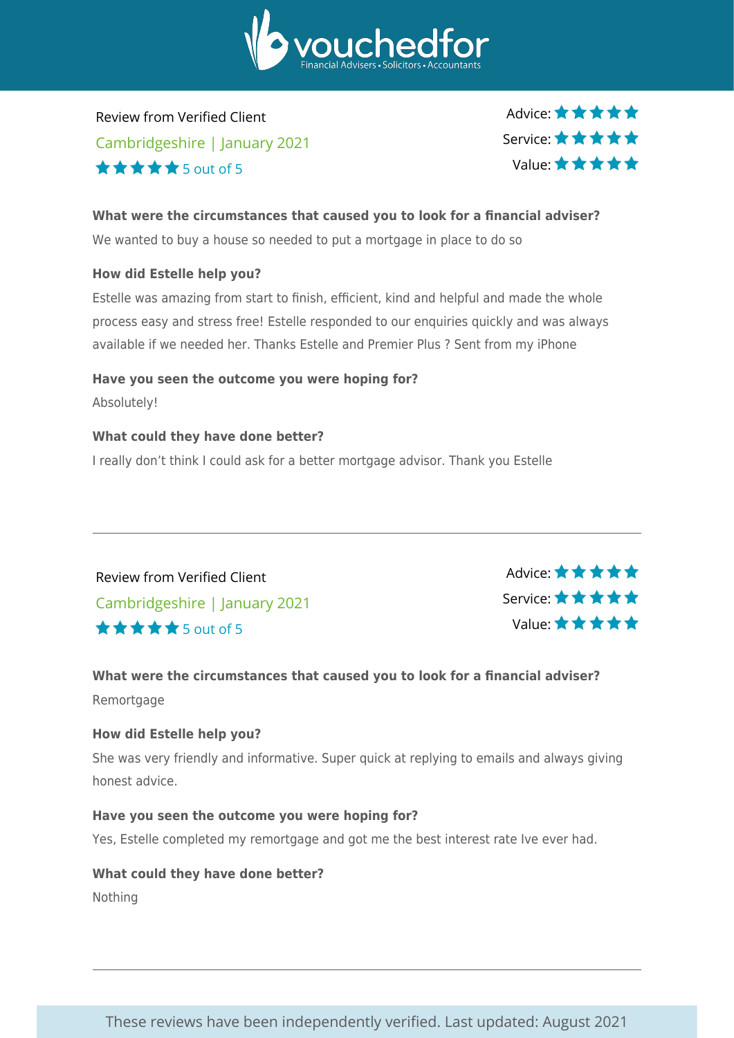Review from Verified Client

Cambridgeshire | January 2021

★★★★★ 5 out of 5

Advice: ★★★★★
Service: ★★★★★
Value: ★★★★★

**What were the circumstances that caused you to look for a financial adviser?**

We wanted to buy a house so needed to put a mortgage in place to do so

**How did Estelle help you?**

Estelle was amazing from start to finish, efficient, kind and helpful and made the whole process easy and stress free! Estelle responded to our enquiries quickly and was always available if we needed her. Thanks Estelle and Premier Plus ? Sent from my iPhone

**Have you seen the outcome you were hoping for?**

Absolutely!

**What could they have done better?**

I really don't think I could ask for a better mortgage advisor. Thank you Estelle

---

Review from Verified Client

Cambridgeshire | January 2021

★★★★★ 5 out of 5

Advice: ★★★★★
Service: ★★★★★
Value: ★★★★★

**What were the circumstances that caused you to look for a financial adviser?**

Remortgage

**How did Estelle help you?**

She was very friendly and informative. Super quick at replying to emails and always giving honest advice.

**Have you seen the outcome you were hoping for?**

Yes, Estelle completed my remortgage and got me the best interest rate Ive ever had.

**What could they have done better?**

Nothing

---

These reviews have been independently verified. Last updated: August 2021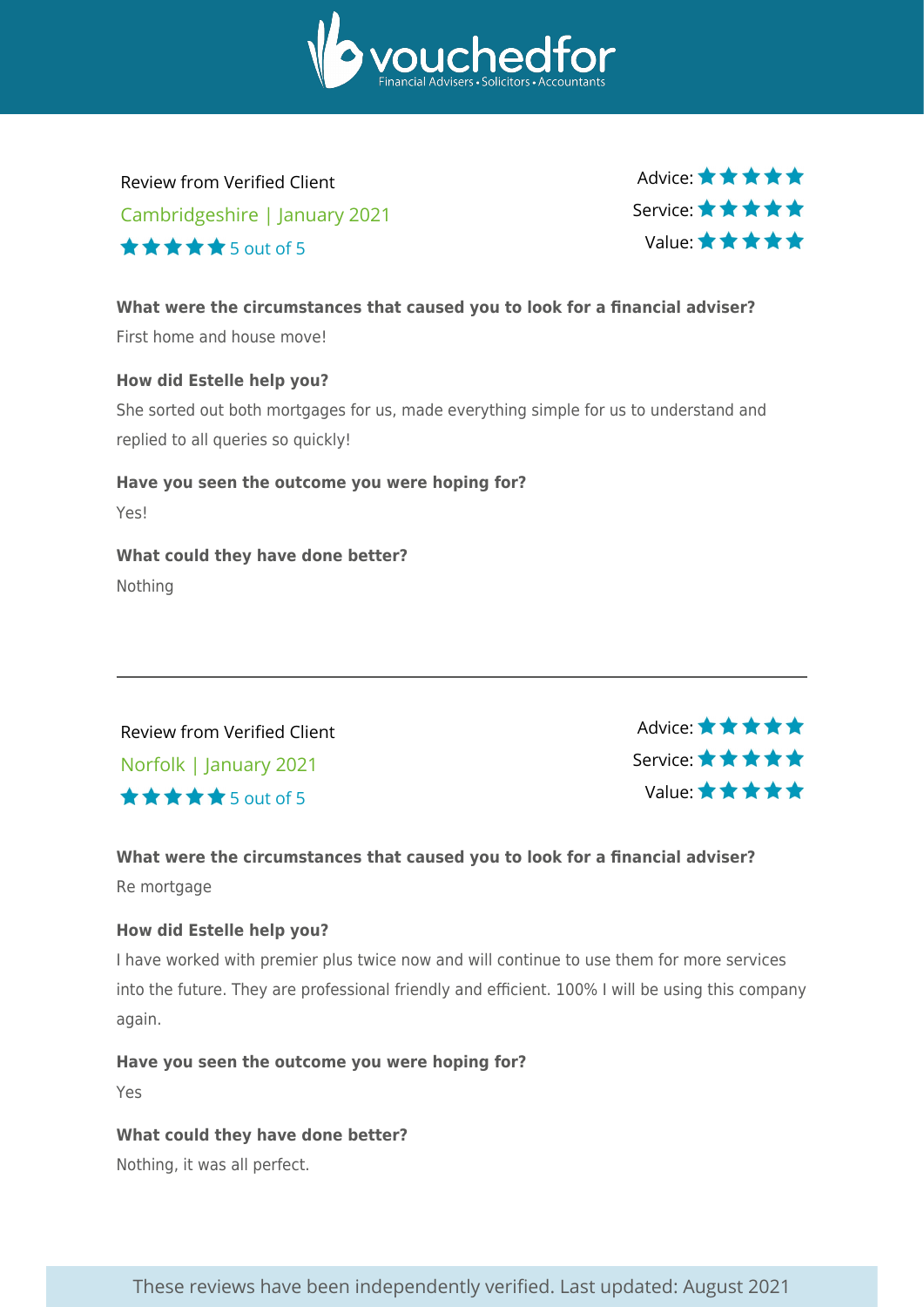Review from Verified Client

Cambridgeshire | January 2021

★★★★★ 5 out of 5

Advice: ★★★★★
Service: ★★★★★
Value: ★★★★★

**What were the circumstances that caused you to look for a financial adviser?**

First home and house move!

**How did Estelle help you?**

She sorted out both mortgages for us, made everything simple for us to understand and replied to all queries so quickly!

**Have you seen the outcome you were hoping for?**

Yes!

**What could they have done better?**

Nothing

---

Review from Verified Client

Norfolk | January 2021

★★★★★ 5 out of 5

Advice: ★★★★★
Service: ★★★★★
Value: ★★★★★

**What were the circumstances that caused you to look for a financial adviser?**

Re mortgage

**How did Estelle help you?**

I have worked with premier plus twice now and will continue to use them for more services into the future. They are professional friendly and efficient. 100% I will be using this company again.

**Have you seen the outcome you were hoping for?**

Yes

**What could they have done better?**

Nothing, it was all perfect.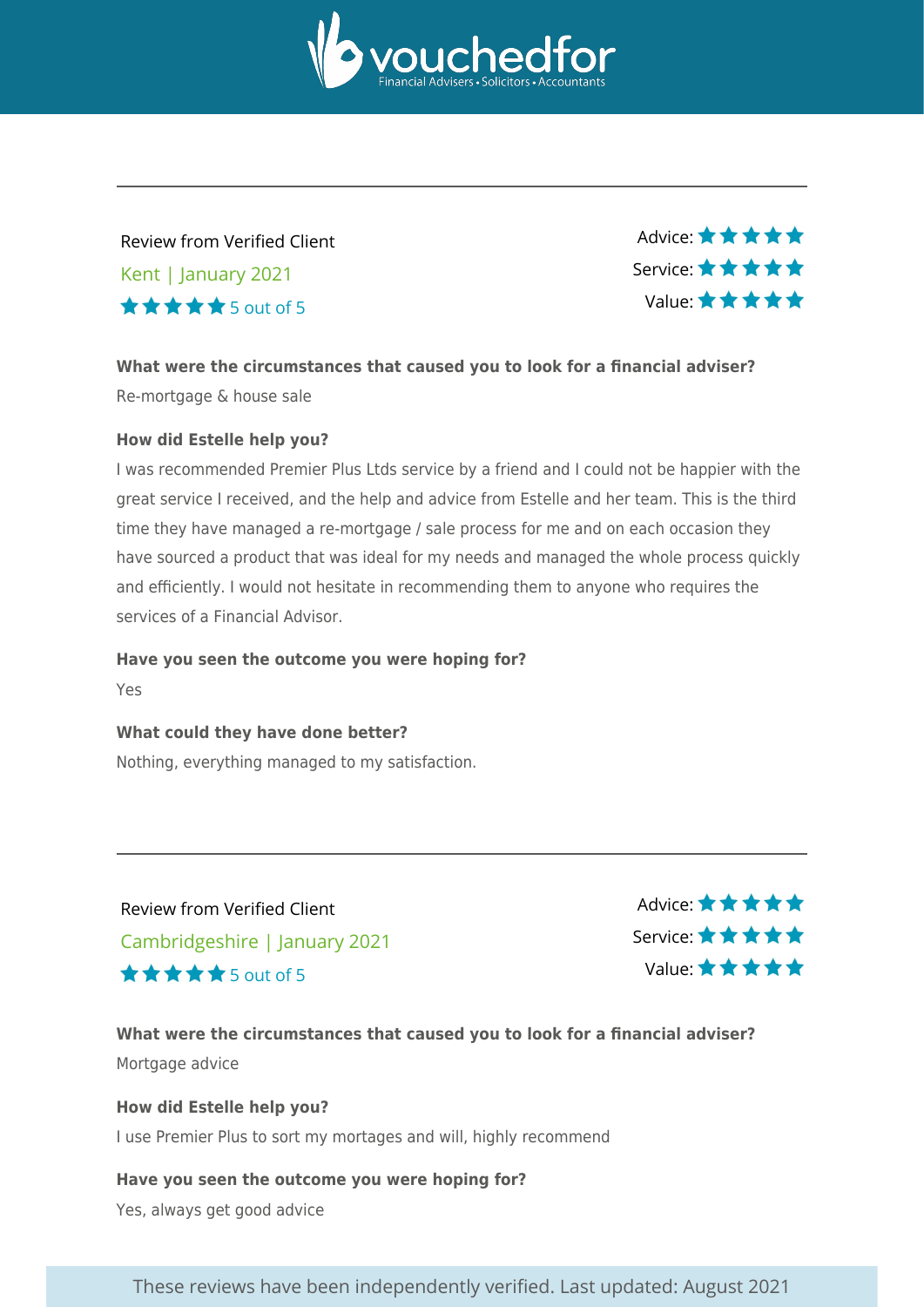Review from Verified Client

Kent | January 2021

★★★★★ 5 out of 5

Advice: ★★★★★

Service: ★★★★★

Value: ★★★★★

**What were the circumstances that caused you to look for a financial adviser?**

Re-mortgage & house sale

**How did Estelle help you?**

I was recommended Premier Plus Ltds service by a friend and I could not be happier with the great service I received, and the help and advice from Estelle and her team. This is the third time they have managed a re-mortgage / sale process for me and on each occasion they have sourced a product that was ideal for my needs and managed the whole process quickly and efficiently. I would not hesitate in recommending them to anyone who requires the services of a Financial Advisor.

**Have you seen the outcome you were hoping for?**

Yes

**What could they have done better?**

Nothing, everything managed to my satisfaction.

---

Review from Verified Client

Cambridgeshire | January 2021

★★★★★ 5 out of 5

Advice: ★★★★★

Service: ★★★★★

Value: ★★★★★

**What were the circumstances that caused you to look for a financial adviser?**

Mortgage advice

**How did Estelle help you?**

I use Premier Plus to sort my mortages and will, highly recommend

**Have you seen the outcome you were hoping for?**

Yes, always get good advice

These reviews have been independently verified. Last updated: August 2021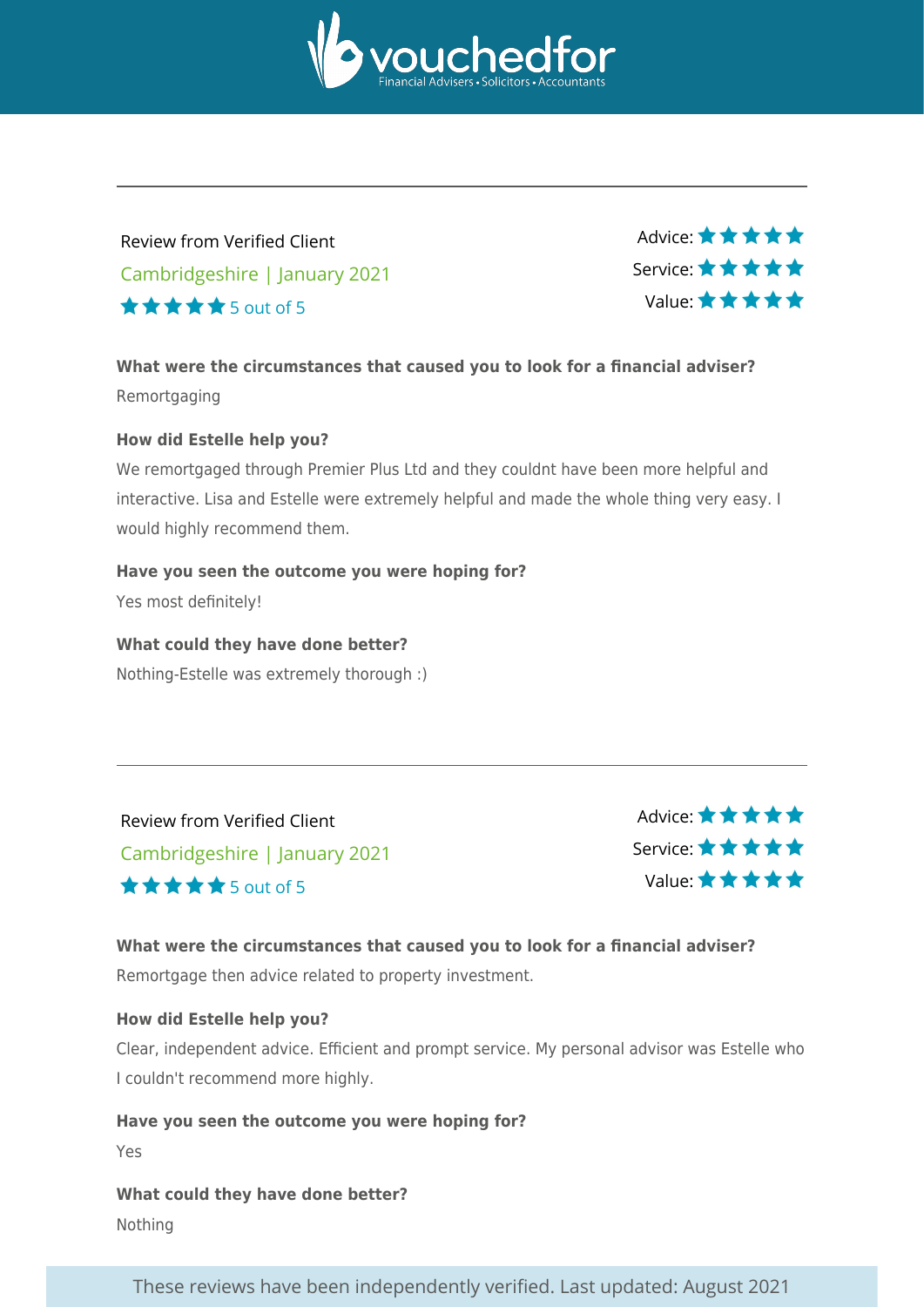---

Review from Verified Client

Cambridgeshire | January 2021

★★★★★ 5 out of 5

Advice: ★★★★★
Service: ★★★★★
Value: ★★★★★

**What were the circumstances that caused you to look for a financial adviser?**

Remortgaging

**How did Estelle help you?**

We remortgaged through Premier Plus Ltd and they couldnt have been more helpful and interactive. Lisa and Estelle were extremely helpful and made the whole thing very easy. I would highly recommend them.

**Have you seen the outcome you were hoping for?**

Yes most definitely!

**What could they have done better?**

Nothing-Estelle was extremely thorough :)

---

Review from Verified Client

Cambridgeshire | January 2021

★★★★★ 5 out of 5

Advice: ★★★★★
Service: ★★★★★
Value: ★★★★★

**What were the circumstances that caused you to look for a financial adviser?**

Remortgage then advice related to property investment.

**How did Estelle help you?**

Clear, independent advice. Efficient and prompt service. My personal advisor was Estelle who I couldn't recommend more highly.

**Have you seen the outcome you were hoping for?**

Yes

**What could they have done better?**

Nothing

These reviews have been independently verified. Last updated: August 2021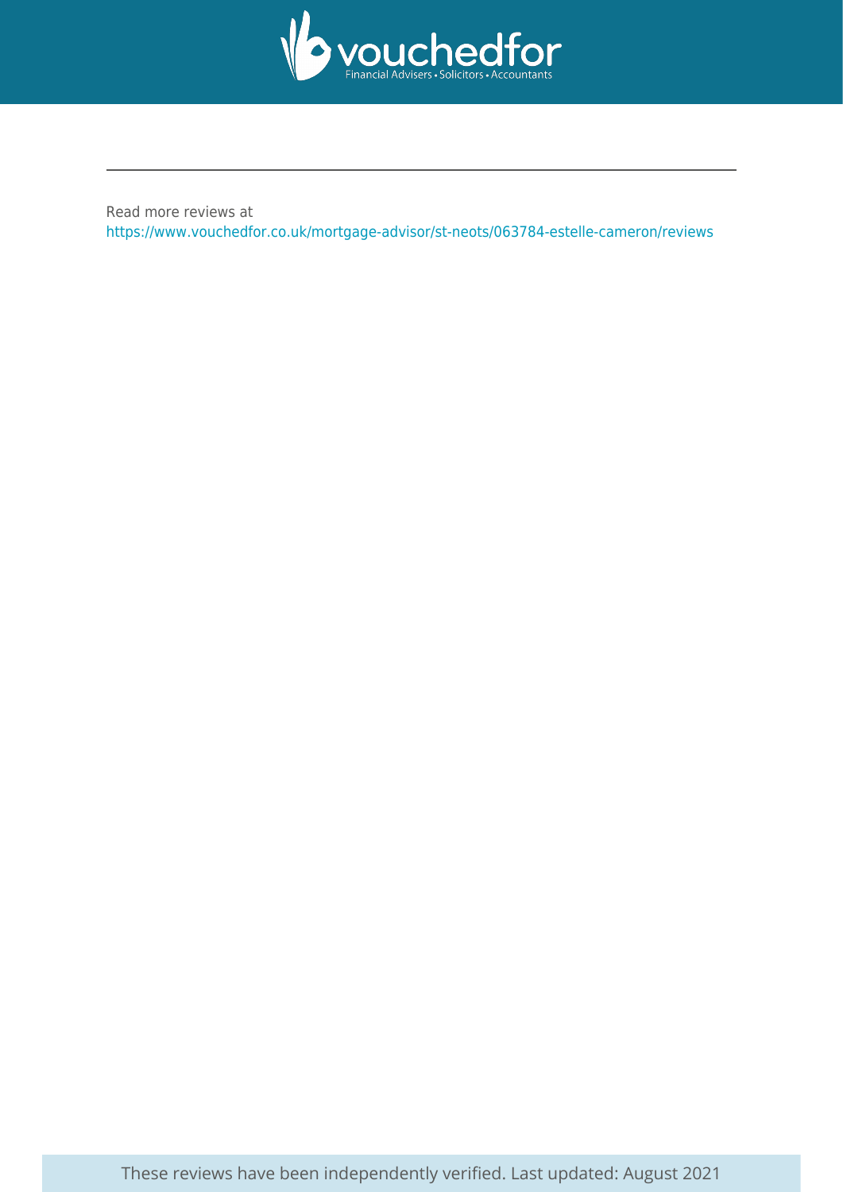Read more reviews at
https://www.vouchedfor.co.uk/mortgage-advisor/st-neots/063784-estelle-cameron/reviews

These reviews have been independently verified. Last updated: August 2021